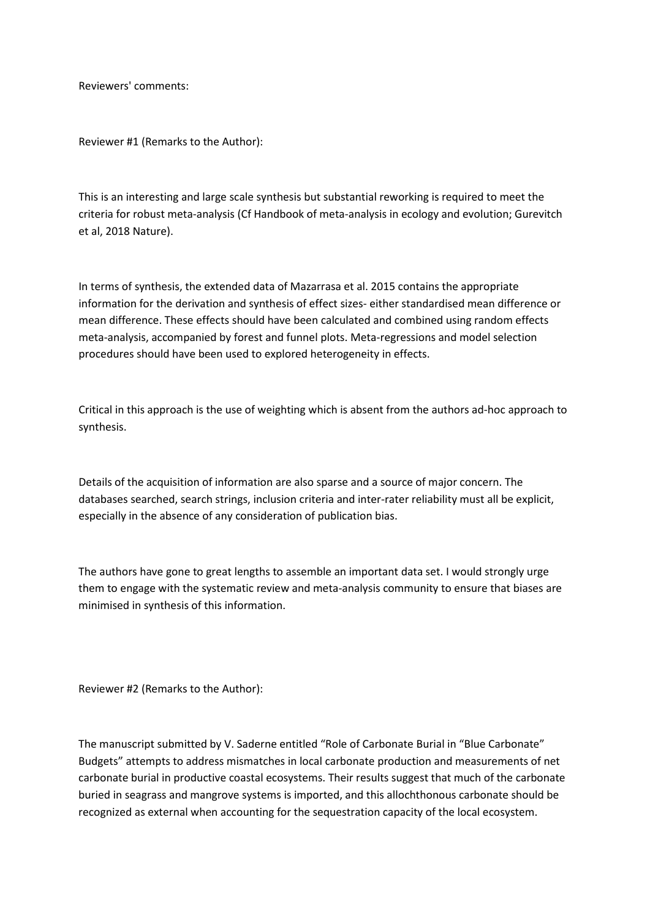Reviewers' comments:

Reviewer #1 (Remarks to the Author):

This is an interesting and large scale synthesis but substantial reworking is required to meet the criteria for robust meta-analysis (Cf Handbook of meta-analysis in ecology and evolution; Gurevitch et al, 2018 Nature).

In terms of synthesis, the extended data of Mazarrasa et al. 2015 contains the appropriate information for the derivation and synthesis of effect sizes- either standardised mean difference or mean difference. These effects should have been calculated and combined using random effects meta-analysis, accompanied by forest and funnel plots. Meta-regressions and model selection procedures should have been used to explored heterogeneity in effects.

Critical in this approach is the use of weighting which is absent from the authors ad-hoc approach to synthesis.

Details of the acquisition of information are also sparse and a source of major concern. The databases searched, search strings, inclusion criteria and inter-rater reliability must all be explicit, especially in the absence of any consideration of publication bias.

The authors have gone to great lengths to assemble an important data set. I would strongly urge them to engage with the systematic review and meta-analysis community to ensure that biases are minimised in synthesis of this information.

Reviewer #2 (Remarks to the Author):

The manuscript submitted by V. Saderne entitled "Role of Carbonate Burial in "Blue Carbonate" Budgets" attempts to address mismatches in local carbonate production and measurements of net carbonate burial in productive coastal ecosystems. Their results suggest that much of the carbonate buried in seagrass and mangrove systems is imported, and this allochthonous carbonate should be recognized as external when accounting for the sequestration capacity of the local ecosystem.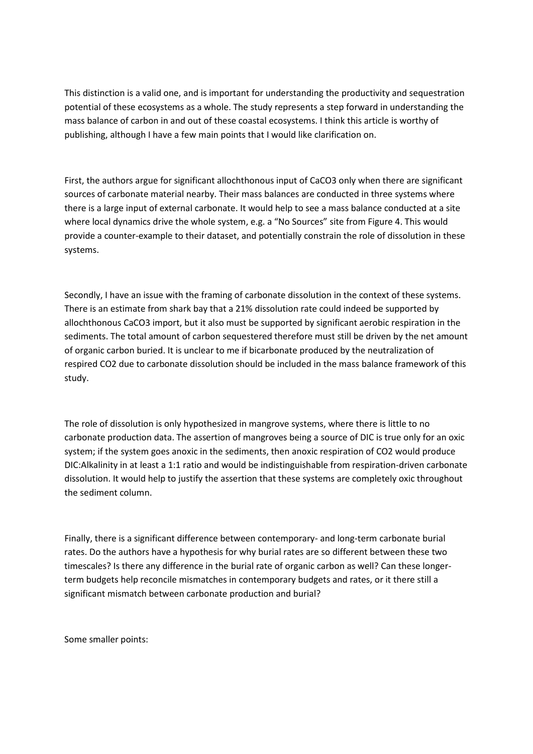This distinction is a valid one, and is important for understanding the productivity and sequestration potential of these ecosystems as a whole. The study represents a step forward in understanding the mass balance of carbon in and out of these coastal ecosystems. I think this article is worthy of publishing, although I have a few main points that I would like clarification on.

First, the authors argue for significant allochthonous input of $CaCO_3$ only when there are significant sources of carbonate material nearby. Their mass balances are conducted in three systems where there is a large input of external carbonate. It would help to see a mass balance conducted at a site where local dynamics drive the whole system, e.g. a "No Sources" site from Figure 4. This would provide a counter-example to their dataset, and potentially constrain the role of dissolution in these systems.

Secondly, I have an issue with the framing of carbonate dissolution in the context of these systems. There is an estimate from shark bay that a 21% dissolution rate could indeed be supported by allochthonous $CaCO_3$ import, but it also must be supported by significant aerobic respiration in the sediments. The total amount of carbon sequestered therefore must still be driven by the net amount of organic carbon buried. It is unclear to me if bicarbonate produced by the neutralization of respired $CO_2$ due to carbonate dissolution should be included in the mass balance framework of this study.

The role of dissolution is only hypothesized in mangrove systems, where there is little to no carbonate production data. The assertion of mangroves being a source of DIC is true only for an oxic system; if the system goes anoxic in the sediments, then anoxic respiration of $CO_2$ would produce DIC:Alkalinity in at least a 1:1 ratio and would be indistinguishable from respiration-driven carbonate dissolution. It would help to justify the assertion that these systems are completely oxic throughout the sediment column.

Finally, there is a significant difference between contemporary- and long-term carbonate burial rates. Do the authors have a hypothesis for why burial rates are so different between these two timescales? Is there any difference in the burial rate of organic carbon as well? Can these longer-term budgets help reconcile mismatches in contemporary budgets and rates, or it there still a significant mismatch between carbonate production and burial?

Some smaller points: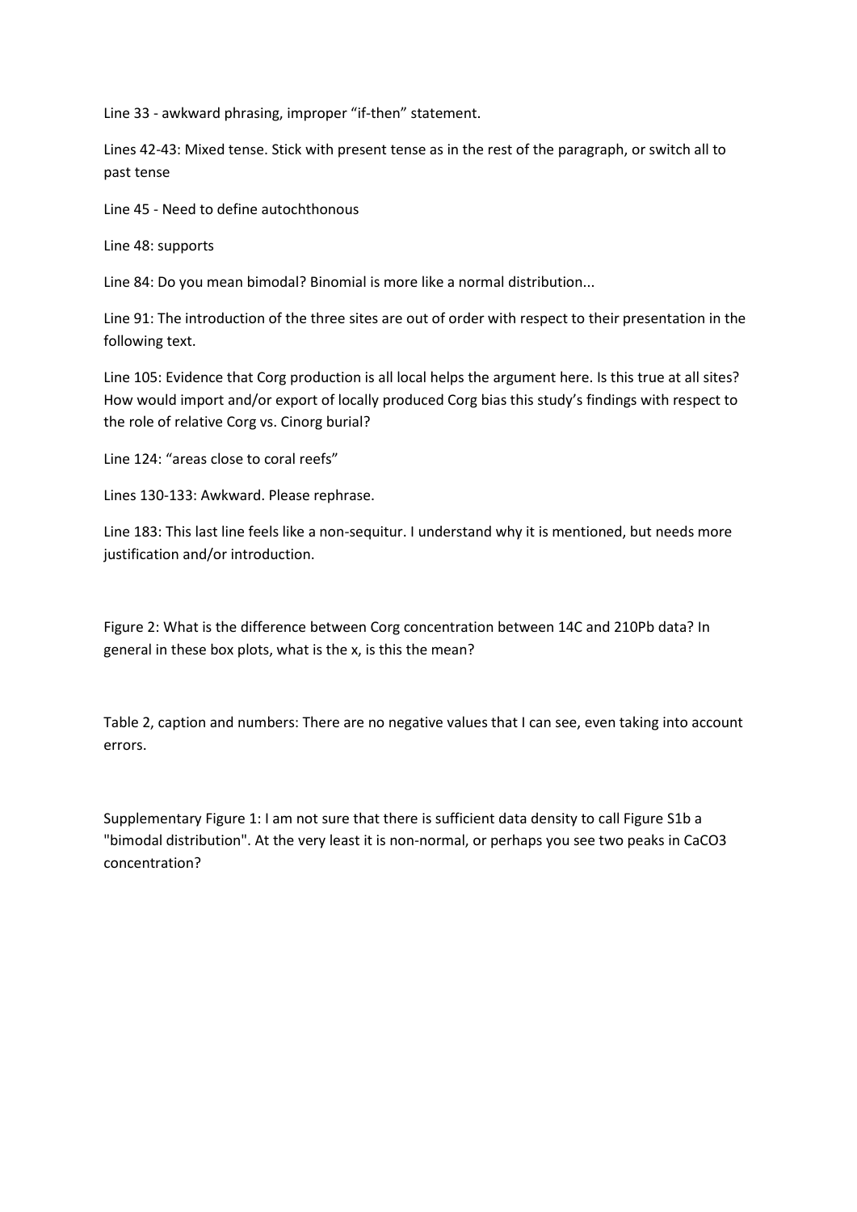Line 33 - awkward phrasing, improper "if-then" statement.

Lines 42-43: Mixed tense. Stick with present tense as in the rest of the paragraph, or switch all to past tense

Line 45 - Need to define autochthonous

Line 48: supports

Line 84: Do you mean bimodal? Binomial is more like a normal distribution...

Line 91: The introduction of the three sites are out of order with respect to their presentation in the following text.

Line 105: Evidence that Corg production is all local helps the argument here. Is this true at all sites? How would import and/or export of locally produced Corg bias this study's findings with respect to the role of relative Corg vs. Cinorg burial?

Line 124: "areas close to coral reefs"

Lines 130-133: Awkward. Please rephrase.

Line 183: This last line feels like a non-sequitur. I understand why it is mentioned, but needs more justification and/or introduction.

Figure 2: What is the difference between Corg concentration between 14C and 210Pb data? In general in these box plots, what is the x, is this the mean?

Table 2, caption and numbers: There are no negative values that I can see, even taking into account errors.

Supplementary Figure 1: I am not sure that there is sufficient data density to call Figure S1b a "bimodal distribution". At the very least it is non-normal, or perhaps you see two peaks in $CaCO_3$ concentration?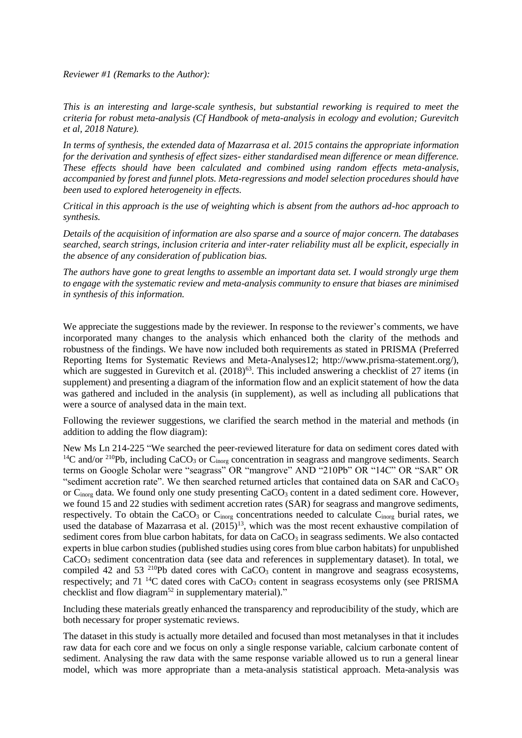*Reviewer #1 (Remarks to the Author):*

*This is an interesting and large-scale synthesis, but substantial reworking is required to meet the criteria for robust meta-analysis (Cf Handbook of meta-analysis in ecology and evolution; Gurevitch et al, 2018 Nature).*

*In terms of synthesis, the extended data of Mazarrasa et al. 2015 contains the appropriate information for the derivation and synthesis of effect sizes- either standardised mean difference or mean difference. These effects should have been calculated and combined using random effects meta-analysis, accompanied by forest and funnel plots. Meta-regressions and model selection procedures should have been used to explored heterogeneity in effects.*

*Critical in this approach is the use of weighting which is absent from the authors ad-hoc approach to synthesis.*

*Details of the acquisition of information are also sparse and a source of major concern. The databases searched, search strings, inclusion criteria and inter-rater reliability must all be explicit, especially in the absence of any consideration of publication bias.*

*The authors have gone to great lengths to assemble an important data set. I would strongly urge them to engage with the systematic review and meta-analysis community to ensure that biases are minimised in synthesis of this information.*

We appreciate the suggestions made by the reviewer. In response to the reviewer's comments, we have incorporated many changes to the analysis which enhanced both the clarity of the methods and robustness of the findings. We have now included both requirements as stated in PRISMA (Preferred Reporting Items for Systematic Reviews and Meta-Analyses12; http://www.prisma-statement.org/), which are suggested in Gurevitch et al. (2018)[63]. This included answering a checklist of 27 items (in supplement) and presenting a diagram of the information flow and an explicit statement of how the data was gathered and included in the analysis (in supplement), as well as including all publications that were a source of analysed data in the main text.

Following the reviewer suggestions, we clarified the search method in the material and methods (in addition to adding the flow diagram):

New Ms Ln 214-225 "We searched the peer-reviewed literature for data on sediment cores dated with $^{14}C$ and/or $^{210}Pb$, including $CaCO_3$ or $C_{inorg}$ concentration in seagrass and mangrove sediments. Search terms on Google Scholar were "seagrass" OR "mangrove" AND "210Pb" OR "14C" OR "SAR" OR "sediment accretion rate". We then searched returned articles that contained data on SAR and $CaCO_3$ or $C_{inorg}$ data. We found only one study presenting $CaCO_3$ content in a dated sediment core. However, we found 15 and 22 studies with sediment accretion rates (SAR) for seagrass and mangrove sediments, respectively. To obtain the $CaCO_3$ or $C_{inorg}$ concentrations needed to calculate $C_{inorg}$ burial rates, we used the database of Mazarrasa et al. (2015)[13], which was the most recent exhaustive compilation of sediment cores from blue carbon habitats, for data on $CaCO_3$ in seagrass sediments. We also contacted experts in blue carbon studies (published studies using cores from blue carbon habitats) for unpublished $CaCO_3$ sediment concentration data (see data and references in supplementary dataset). In total, we compiled 42 and 53 $^{210}Pb$ dated cores with $CaCO_3$ content in mangrove and seagrass ecosystems, respectively; and 71 $^{14}C$ dated cores with $CaCO_3$ content in seagrass ecosystems only (see PRISMA checklist and flow diagram[52] in supplementary material)."

Including these materials greatly enhanced the transparency and reproducibility of the study, which are both necessary for proper systematic reviews.

The dataset in this study is actually more detailed and focused than most metanalyses in that it includes raw data for each core and we focus on only a single response variable, calcium carbonate content of sediment. Analysing the raw data with the same response variable allowed us to run a general linear model, which was more appropriate than a meta-analysis statistical approach. Meta-analysis was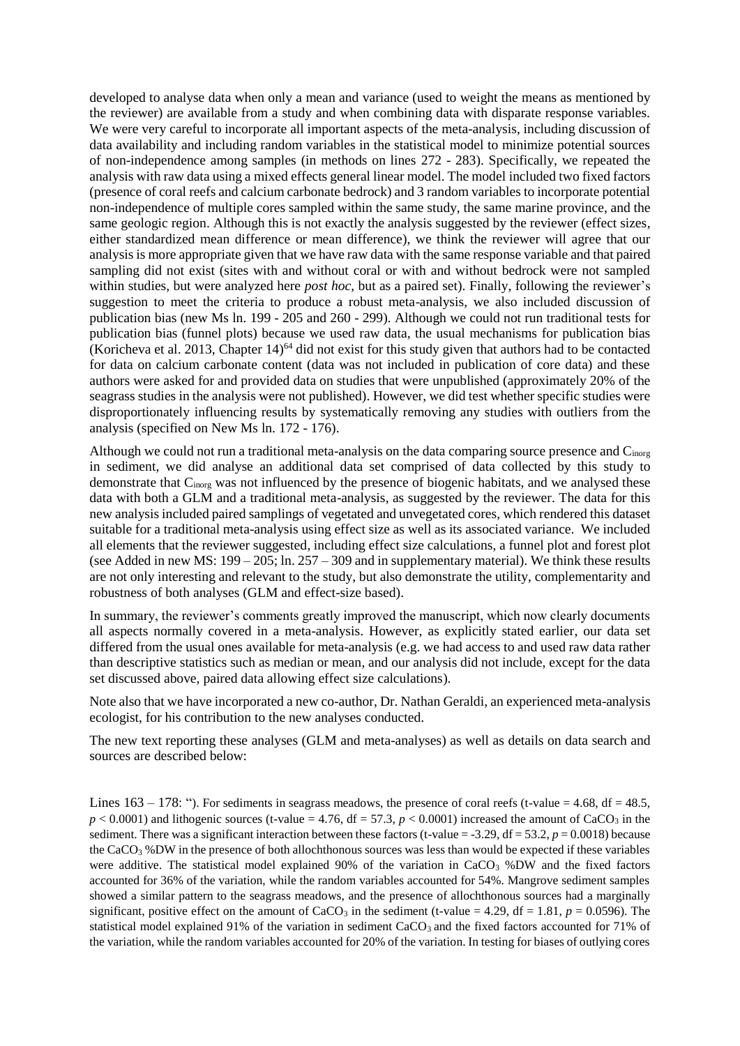developed to analyse data when only a mean and variance (used to weight the means as mentioned by the reviewer) are available from a study and when combining data with disparate response variables. We were very careful to incorporate all important aspects of the meta-analysis, including discussion of data availability and including random variables in the statistical model to minimize potential sources of non-independence among samples (in methods on lines 272 - 283). Specifically, we repeated the analysis with raw data using a mixed effects general linear model. The model included two fixed factors (presence of coral reefs and calcium carbonate bedrock) and 3 random variables to incorporate potential non-independence of multiple cores sampled within the same study, the same marine province, and the same geologic region. Although this is not exactly the analysis suggested by the reviewer (effect sizes, either standardized mean difference or mean difference), we think the reviewer will agree that our analysis is more appropriate given that we have raw data with the same response variable and that paired sampling did not exist (sites with and without coral or with and without bedrock were not sampled within studies, but were analyzed here *post hoc*, but as a paired set). Finally, following the reviewer's suggestion to meet the criteria to produce a robust meta-analysis, we also included discussion of publication bias (new Ms ln. 199 - 205 and 260 - 299). Although we could not run traditional tests for publication bias (funnel plots) because we used raw data, the usual mechanisms for publication bias (Koricheva et al. 2013, Chapter 14)[64] did not exist for this study given that authors had to be contacted for data on calcium carbonate content (data was not included in publication of core data) and these authors were asked for and provided data on studies that were unpublished (approximately 20% of the seagrass studies in the analysis were not published). However, we did test whether specific studies were disproportionately influencing results by systematically removing any studies with outliers from the analysis (specified on New Ms ln. 172 - 176).

Although we could not run a traditional meta-analysis on the data comparing source presence and $C_{inorg}$ in sediment, we did analyse an additional data set comprised of data collected by this study to demonstrate that $C_{inorg}$ was not influenced by the presence of biogenic habitats, and we analysed these data with both a GLM and a traditional meta-analysis, as suggested by the reviewer. The data for this new analysis included paired samplings of vegetated and unvegetated cores, which rendered this dataset suitable for a traditional meta-analysis using effect size as well as its associated variance. We included all elements that the reviewer suggested, including effect size calculations, a funnel plot and forest plot (see Added in new MS: 199 – 205; ln. 257 – 309 and in supplementary material). We think these results are not only interesting and relevant to the study, but also demonstrate the utility, complementarity and robustness of both analyses (GLM and effect-size based).

In summary, the reviewer's comments greatly improved the manuscript, which now clearly documents all aspects normally covered in a meta-analysis. However, as explicitly stated earlier, our data set differed from the usual ones available for meta-analysis (e.g. we had access to and used raw data rather than descriptive statistics such as median or mean, and our analysis did not include, except for the data set discussed above, paired data allowing effect size calculations).

Note also that we have incorporated a new co-author, Dr. Nathan Geraldi, an experienced meta-analysis ecologist, for his contribution to the new analyses conducted.

The new text reporting these analyses (GLM and meta-analyses) as well as details on data search and sources are described below:

Lines 163 – 178: "). For sediments in seagrass meadows, the presence of coral reefs (t-value = 4.68, df = 48.5, $p < 0.0001$) and lithogenic sources (t-value = 4.76, df = 57.3, $p < 0.0001$) increased the amount of $CaCO_3$ in the sediment. There was a significant interaction between these factors (t-value = -3.29, df = 53.2, $p = 0.0018$) because the $CaCO_3$ %DW in the presence of both allochthonous sources was less than would be expected if these variables were additive. The statistical model explained 90% of the variation in $CaCO_3$ %DW and the fixed factors accounted for 36% of the variation, while the random variables accounted for 54%. Mangrove sediment samples showed a similar pattern to the seagrass meadows, and the presence of allochthonous sources had a marginally significant, positive effect on the amount of $CaCO_3$ in the sediment (t-value = 4.29, df = 1.81, $p = 0.0596$). The statistical model explained 91% of the variation in sediment $CaCO_3$ and the fixed factors accounted for 71% of the variation, while the random variables accounted for 20% of the variation. In testing for biases of outlying cores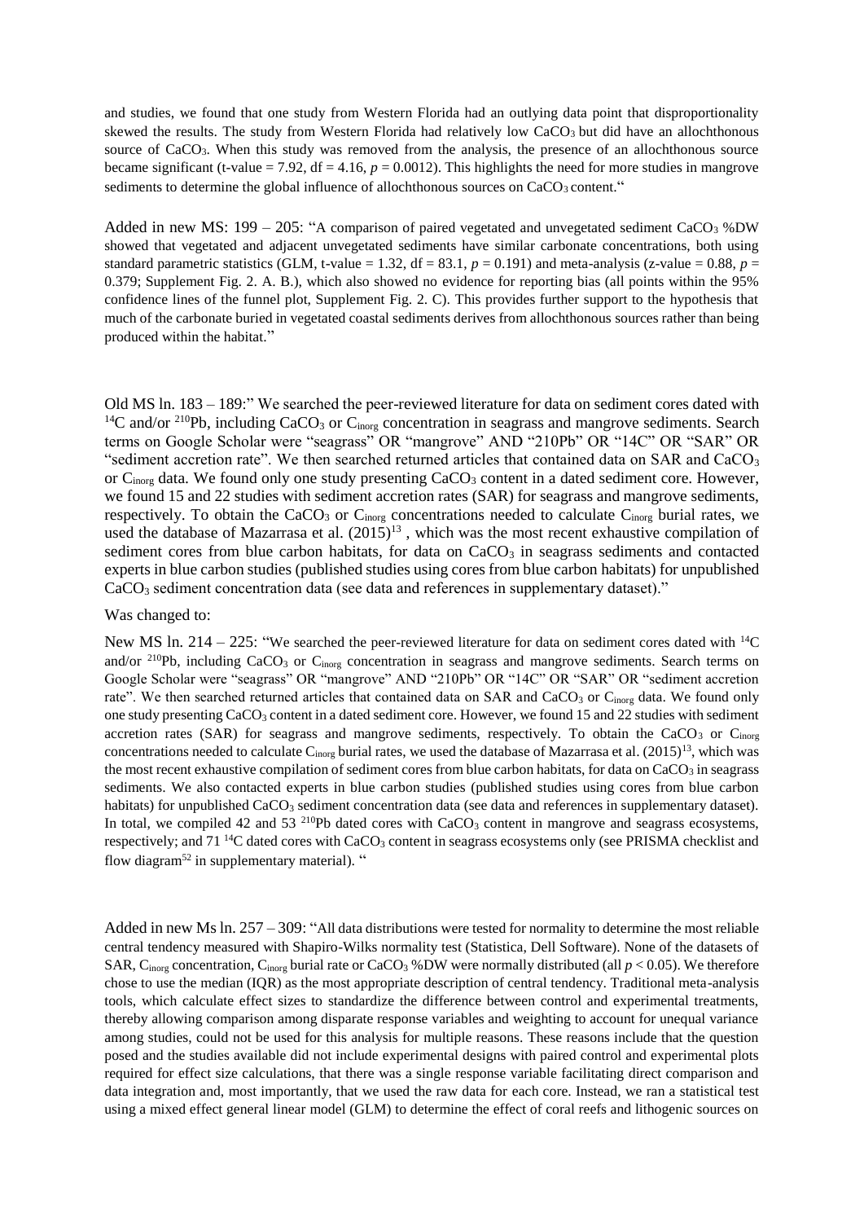and studies, we found that one study from Western Florida had an outlying data point that disproportionality skewed the results. The study from Western Florida had relatively low $CaCO_3$ but did have an allochthonous source of $CaCO_3$. When this study was removed from the analysis, the presence of an allochthonous source became significant (t-value = 7.92, df = 4.16, $p = 0.0012$). This highlights the need for more studies in mangrove sediments to determine the global influence of allochthonous sources on $CaCO_3$ content."

Added in new MS: 199 – 205: "A comparison of paired vegetated and unvegetated sediment $CaCO_3$ %DW showed that vegetated and adjacent unvegetated sediments have similar carbonate concentrations, both using standard parametric statistics (GLM, t-value = 1.32, df = 83.1, $p = 0.191$) and meta-analysis (z-value = 0.88, $p = 0.379$; Supplement Fig. 2. A. B.), which also showed no evidence for reporting bias (all points within the 95% confidence lines of the funnel plot, Supplement Fig. 2. C). This provides further support to the hypothesis that much of the carbonate buried in vegetated coastal sediments derives from allochthonous sources rather than being produced within the habitat."

Old MS ln. 183 – 189:" We searched the peer-reviewed literature for data on sediment cores dated with $^{14}C$ and/or $^{210}Pb$, including $CaCO_3$ or $C_{inorg}$ concentration in seagrass and mangrove sediments. Search terms on Google Scholar were "seagrass" OR "mangrove" AND "210Pb" OR "14C" OR "SAR" OR "sediment accretion rate". We then searched returned articles that contained data on SAR and $CaCO_3$ or $C_{inorg}$ data. We found only one study presenting $CaCO_3$ content in a dated sediment core. However, we found 15 and 22 studies with sediment accretion rates (SAR) for seagrass and mangrove sediments, respectively. To obtain the $CaCO_3$ or $C_{inorg}$ concentrations needed to calculate $C_{inorg}$ burial rates, we used the database of Mazarrasa et al. (2015)[13], which was the most recent exhaustive compilation of sediment cores from blue carbon habitats, for data on $CaCO_3$ in seagrass sediments and contacted experts in blue carbon studies (published studies using cores from blue carbon habitats) for unpublished $CaCO_3$ sediment concentration data (see data and references in supplementary dataset)."

Was changed to:

New MS ln. 214 – 225: "We searched the peer-reviewed literature for data on sediment cores dated with $^{14}C$ and/or $^{210}Pb$, including $CaCO_3$ or $C_{inorg}$ concentration in seagrass and mangrove sediments. Search terms on Google Scholar were "seagrass" OR "mangrove" AND "210Pb" OR "14C" OR "SAR" OR "sediment accretion rate". We then searched returned articles that contained data on SAR and $CaCO_3$ or $C_{inorg}$ data. We found only one study presenting $CaCO_3$ content in a dated sediment core. However, we found 15 and 22 studies with sediment accretion rates (SAR) for seagrass and mangrove sediments, respectively. To obtain the $CaCO_3$ or $C_{inorg}$ concentrations needed to calculate $C_{inorg}$ burial rates, we used the database of Mazarrasa et al. (2015)[13], which was the most recent exhaustive compilation of sediment cores from blue carbon habitats, for data on $CaCO_3$ in seagrass sediments. We also contacted experts in blue carbon studies (published studies using cores from blue carbon habitats) for unpublished $CaCO_3$ sediment concentration data (see data and references in supplementary dataset). In total, we compiled 42 and 53 $^{210}Pb$ dated cores with $CaCO_3$ content in mangrove and seagrass ecosystems, respectively; and 71 $^{14}C$ dated cores with $CaCO_3$ content in seagrass ecosystems only (see PRISMA checklist and flow diagram[52] in supplementary material). "

Added in new Ms ln. 257 – 309: "All data distributions were tested for normality to determine the most reliable central tendency measured with Shapiro-Wilks normality test (Statistica, Dell Software). None of the datasets of SAR, $C_{inorg}$ concentration, $C_{inorg}$ burial rate or $CaCO_3$ %DW were normally distributed (all $p < 0.05$). We therefore chose to use the median (IQR) as the most appropriate description of central tendency. Traditional meta-analysis tools, which calculate effect sizes to standardize the difference between control and experimental treatments, thereby allowing comparison among disparate response variables and weighting to account for unequal variance among studies, could not be used for this analysis for multiple reasons. These reasons include that the question posed and the studies available did not include experimental designs with paired control and experimental plots required for effect size calculations, that there was a single response variable facilitating direct comparison and data integration and, most importantly, that we used the raw data for each core. Instead, we ran a statistical test using a mixed effect general linear model (GLM) to determine the effect of coral reefs and lithogenic sources on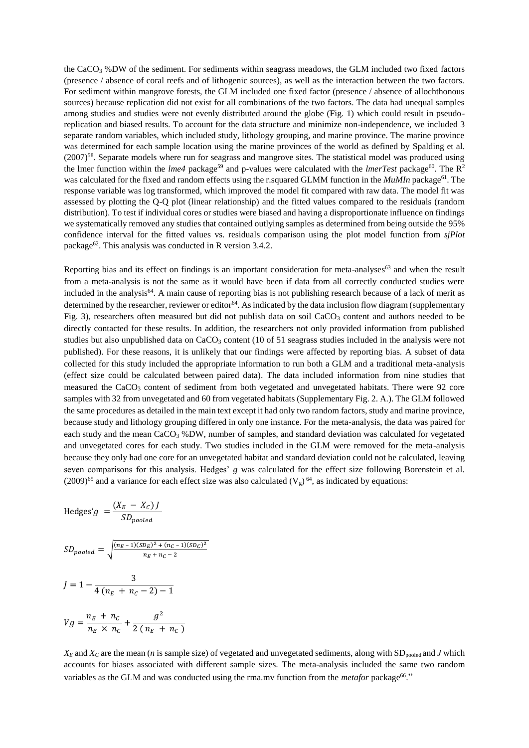the $CaCO_3$ %DW of the sediment. For sediments within seagrass meadows, the GLM included two fixed factors (presence / absence of coral reefs and of lithogenic sources), as well as the interaction between the two factors. For sediment within mangrove forests, the GLM included one fixed factor (presence / absence of allochthonous sources) because replication did not exist for all combinations of the two factors. The data had unequal samples among studies and studies were not evenly distributed around the globe (Fig. 1) which could result in pseudo-replication and biased results. To account for the data structure and minimize non-independence, we included 3 separate random variables, which included study, lithology grouping, and marine province. The marine province was determined for each sample location using the marine provinces of the world as defined by Spalding et al. (2007)[58]. Separate models where run for seagrass and mangrove sites. The statistical model was produced using the lmer function within the *lme4* package[59] and p-values were calculated with the *lmerTest* package[60]. The $R^2$ was calculated for the fixed and random effects using the r.squared GLMM function in the *MuMIn* package[61]. The response variable was log transformed, which improved the model fit compared with raw data. The model fit was assessed by plotting the Q-Q plot (linear relationship) and the fitted values compared to the residuals (random distribution). To test if individual cores or studies were biased and having a disproportionate influence on findings we systematically removed any studies that contained outlying samples as determined from being outside the 95% confidence interval for the fitted values vs. residuals comparison using the plot model function from *sjPlot* package[62]. This analysis was conducted in R version 3.4.2.

Reporting bias and its effect on findings is an important consideration for meta-analyses[63] and when the result from a meta-analysis is not the same as it would have been if data from all correctly conducted studies were included in the analysis[64]. A main cause of reporting bias is not publishing research because of a lack of merit as determined by the researcher, reviewer or editor[64]. As indicated by the data inclusion flow diagram (supplementary Fig. 3), researchers often measured but did not publish data on soil $CaCO_3$ content and authors needed to be directly contacted for these results. In addition, the researchers not only provided information from published studies but also unpublished data on $CaCO_3$ content (10 of 51 seagrass studies included in the analysis were not published). For these reasons, it is unlikely that our findings were affected by reporting bias. A subset of data collected for this study included the appropriate information to run both a GLM and a traditional meta-analysis (effect size could be calculated between paired data). The data included information from nine studies that measured the $CaCO_3$ content of sediment from both vegetated and unvegetated habitats. There were 92 core samples with 32 from unvegetated and 60 from vegetated habitats (Supplementary Fig. 2. A.). The GLM followed the same procedures as detailed in the main text except it had only two random factors, study and marine province, because study and lithology grouping differed in only one instance. For the meta-analysis, the data was paired for each study and the mean $CaCO_3$ %DW, number of samples, and standard deviation was calculated for vegetated and unvegetated cores for each study. Two studies included in the GLM were removed for the meta-analysis because they only had one core for an unvegetated habitat and standard deviation could not be calculated, leaving seven comparisons for this analysis. Hedges' *g* was calculated for the effect size following Borenstein et al. (2009)[65] and a variance for each effect size was also calculated ($V_g$)[64], as indicated by equations:

$$\text{Hedges}'g = \frac{(X_E - X_C)\,J}{SD_{pooled}}$$

$$SD_{pooled} = \sqrt{\frac{(n_E - 1)(SD_E)^2 + (n_C - 1)(SD_C)^2}{n_E + n_C - 2}}$$

$$J = 1 - \frac{3}{4\,(n_E + n_C - 2) - 1}$$

$$Vg = \frac{n_E + n_C}{n_E \times n_C} + \frac{g^2}{2\,(n_E + n_C)}$$

$X_E$ and $X_C$ are the mean ($n$ is sample size) of vegetated and unvegetated sediments, along with $SD_{pooled}$ and $J$ which accounts for biases associated with different sample sizes. The meta-analysis included the same two random variables as the GLM and was conducted using the rma.mv function from the *metafor* package[66]."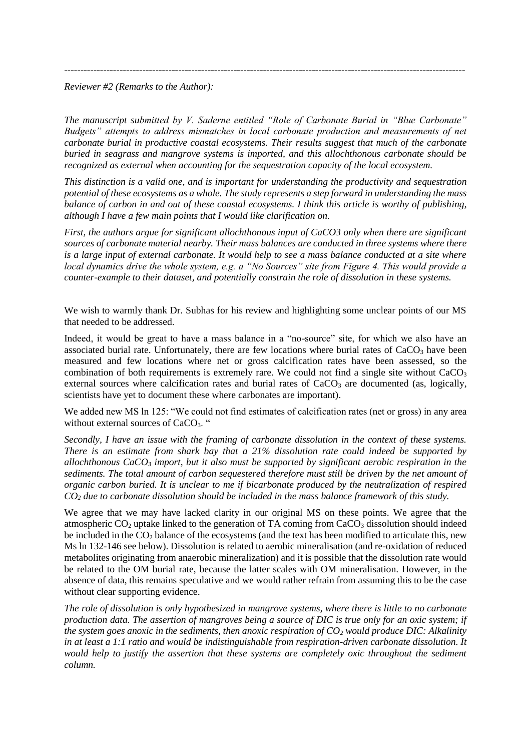---

*Reviewer #2 (Remarks to the Author):*

*The manuscript submitted by V. Saderne entitled "Role of Carbonate Burial in "Blue Carbonate" Budgets" attempts to address mismatches in local carbonate production and measurements of net carbonate burial in productive coastal ecosystems. Their results suggest that much of the carbonate buried in seagrass and mangrove systems is imported, and this allochthonous carbonate should be recognized as external when accounting for the sequestration capacity of the local ecosystem.*

*This distinction is a valid one, and is important for understanding the productivity and sequestration potential of these ecosystems as a whole. The study represents a step forward in understanding the mass balance of carbon in and out of these coastal ecosystems. I think this article is worthy of publishing, although I have a few main points that I would like clarification on.*

*First, the authors argue for significant allochthonous input of CaCO3 only when there are significant sources of carbonate material nearby. Their mass balances are conducted in three systems where there is a large input of external carbonate. It would help to see a mass balance conducted at a site where local dynamics drive the whole system, e.g. a "No Sources" site from Figure 4. This would provide a counter-example to their dataset, and potentially constrain the role of dissolution in these systems.*

We wish to warmly thank Dr. Subhas for his review and highlighting some unclear points of our MS that needed to be addressed.

Indeed, it would be great to have a mass balance in a "no-source" site, for which we also have an associated burial rate. Unfortunately, there are few locations where burial rates of $CaCO_3$ have been measured and few locations where net or gross calcification rates have been assessed, so the combination of both requirements is extremely rare. We could not find a single site without $CaCO_3$ external sources where calcification rates and burial rates of $CaCO_3$ are documented (as, logically, scientists have yet to document these where carbonates are important).

We added new MS ln 125: "We could not find estimates of calcification rates (net or gross) in any area without external sources of $CaCO_3$. "

*Secondly, I have an issue with the framing of carbonate dissolution in the context of these systems. There is an estimate from shark bay that a 21% dissolution rate could indeed be supported by allochthonous $CaCO_3$ import, but it also must be supported by significant aerobic respiration in the sediments. The total amount of carbon sequestered therefore must still be driven by the net amount of organic carbon buried. It is unclear to me if bicarbonate produced by the neutralization of respired $CO_2$ due to carbonate dissolution should be included in the mass balance framework of this study.*

We agree that we may have lacked clarity in our original MS on these points. We agree that the atmospheric $CO_2$ uptake linked to the generation of TA coming from $CaCO_3$ dissolution should indeed be included in the $CO_2$ balance of the ecosystems (and the text has been modified to articulate this, new Ms ln 132-146 see below). Dissolution is related to aerobic mineralisation (and re-oxidation of reduced metabolites originating from anaerobic mineralization) and it is possible that the dissolution rate would be related to the OM burial rate, because the latter scales with OM mineralisation. However, in the absence of data, this remains speculative and we would rather refrain from assuming this to be the case without clear supporting evidence.

*The role of dissolution is only hypothesized in mangrove systems, where there is little to no carbonate production data. The assertion of mangroves being a source of DIC is true only for an oxic system; if the system goes anoxic in the sediments, then anoxic respiration of $CO_2$ would produce DIC: Alkalinity in at least a 1:1 ratio and would be indistinguishable from respiration-driven carbonate dissolution. It would help to justify the assertion that these systems are completely oxic throughout the sediment column.*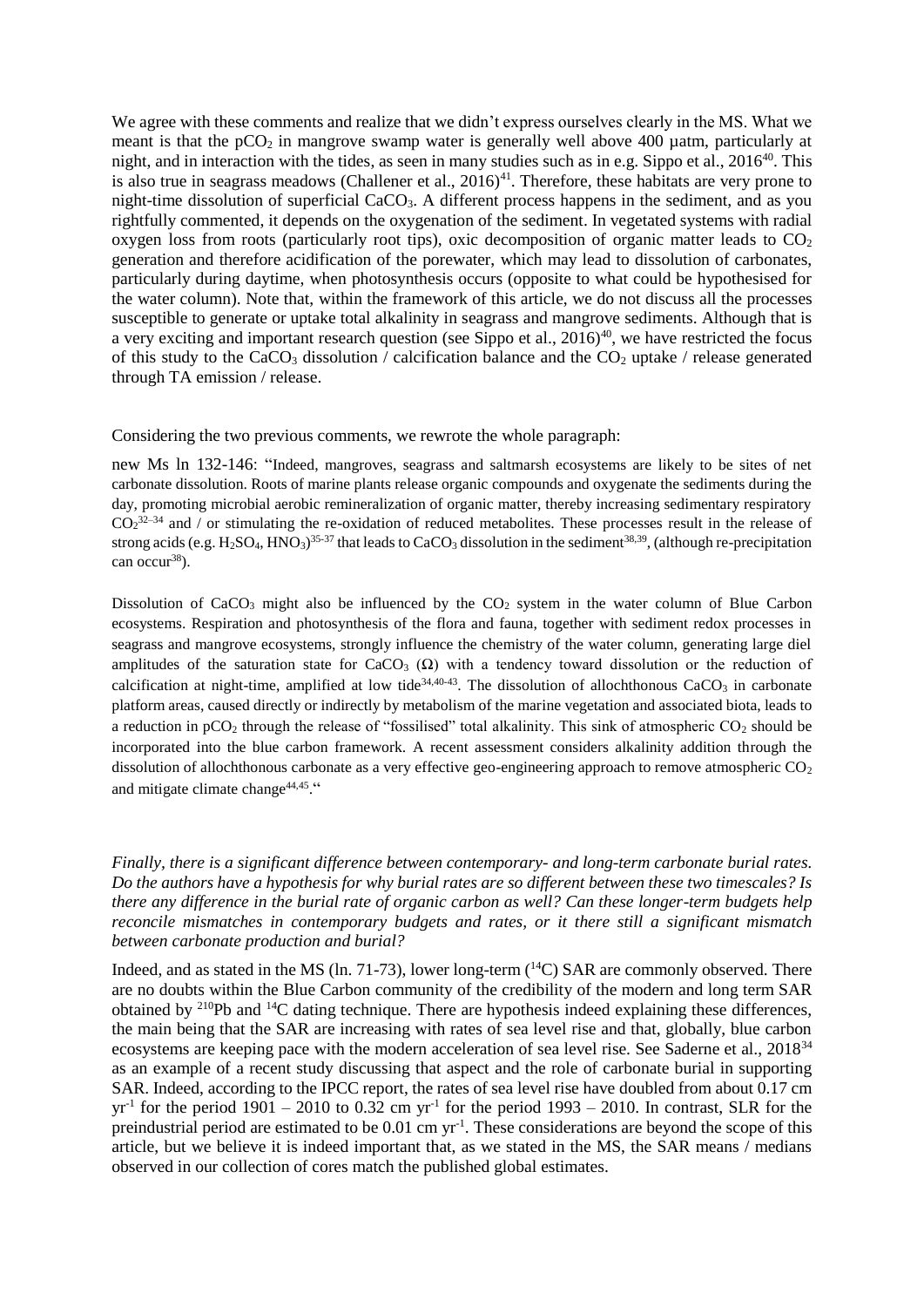We agree with these comments and realize that we didn't express ourselves clearly in the MS. What we meant is that the $pCO_2$ in mangrove swamp water is generally well above 400 µatm, particularly at night, and in interaction with the tides, as seen in many studies such as in e.g. Sippo et al., 2016[40]. This is also true in seagrass meadows (Challener et al., 2016)[41]. Therefore, these habitats are very prone to night-time dissolution of superficial $CaCO_3$. A different process happens in the sediment, and as you rightfully commented, it depends on the oxygenation of the sediment. In vegetated systems with radial oxygen loss from roots (particularly root tips), oxic decomposition of organic matter leads to $CO_2$ generation and therefore acidification of the porewater, which may lead to dissolution of carbonates, particularly during daytime, when photosynthesis occurs (opposite to what could be hypothesised for the water column). Note that, within the framework of this article, we do not discuss all the processes susceptible to generate or uptake total alkalinity in seagrass and mangrove sediments. Although that is a very exciting and important research question (see Sippo et al., 2016)[40], we have restricted the focus of this study to the $CaCO_3$ dissolution / calcification balance and the $CO_2$ uptake / release generated through TA emission / release.

Considering the two previous comments, we rewrote the whole paragraph:

new Ms ln 132-146: "Indeed, mangroves, seagrass and saltmarsh ecosystems are likely to be sites of net carbonate dissolution. Roots of marine plants release organic compounds and oxygenate the sediments during the day, promoting microbial aerobic remineralization of organic matter, thereby increasing sedimentary respiratory $CO_2$[32–34] and / or stimulating the re-oxidation of reduced metabolites. These processes result in the release of strong acids (e.g. $H_2SO_4$, $HNO_3$)[35-37] that leads to $CaCO_3$ dissolution in the sediment[38,39], (although re-precipitation can occur[38]).

Dissolution of $CaCO_3$ might also be influenced by the $CO_2$ system in the water column of Blue Carbon ecosystems. Respiration and photosynthesis of the flora and fauna, together with sediment redox processes in seagrass and mangrove ecosystems, strongly influence the chemistry of the water column, generating large diel amplitudes of the saturation state for $CaCO_3$ ($\Omega$) with a tendency toward dissolution or the reduction of calcification at night-time, amplified at low tide[34,40-43]. The dissolution of allochthonous $CaCO_3$ in carbonate platform areas, caused directly or indirectly by metabolism of the marine vegetation and associated biota, leads to a reduction in $pCO_2$ through the release of "fossilised" total alkalinity. This sink of atmospheric $CO_2$ should be incorporated into the blue carbon framework. A recent assessment considers alkalinity addition through the dissolution of allochthonous carbonate as a very effective geo-engineering approach to remove atmospheric $CO_2$ and mitigate climate change[44,45]."

*Finally, there is a significant difference between contemporary- and long-term carbonate burial rates. Do the authors have a hypothesis for why burial rates are so different between these two timescales? Is there any difference in the burial rate of organic carbon as well? Can these longer-term budgets help reconcile mismatches in contemporary budgets and rates, or it there still a significant mismatch between carbonate production and burial?*

Indeed, and as stated in the MS (ln. 71-73), lower long-term ($^{14}C$) SAR are commonly observed. There are no doubts within the Blue Carbon community of the credibility of the modern and long term SAR obtained by $^{210}Pb$ and $^{14}C$ dating technique. There are hypothesis indeed explaining these differences, the main being that the SAR are increasing with rates of sea level rise and that, globally, blue carbon ecosystems are keeping pace with the modern acceleration of sea level rise. See Saderne et al., 2018[34] as an example of a recent study discussing that aspect and the role of carbonate burial in supporting SAR. Indeed, according to the IPCC report, the rates of sea level rise have doubled from about 0.17 cm $yr^{-1}$ for the period 1901 – 2010 to 0.32 cm $yr^{-1}$ for the period 1993 – 2010. In contrast, SLR for the preindustrial period are estimated to be 0.01 cm $yr^{-1}$. These considerations are beyond the scope of this article, but we believe it is indeed important that, as we stated in the MS, the SAR means / medians observed in our collection of cores match the published global estimates.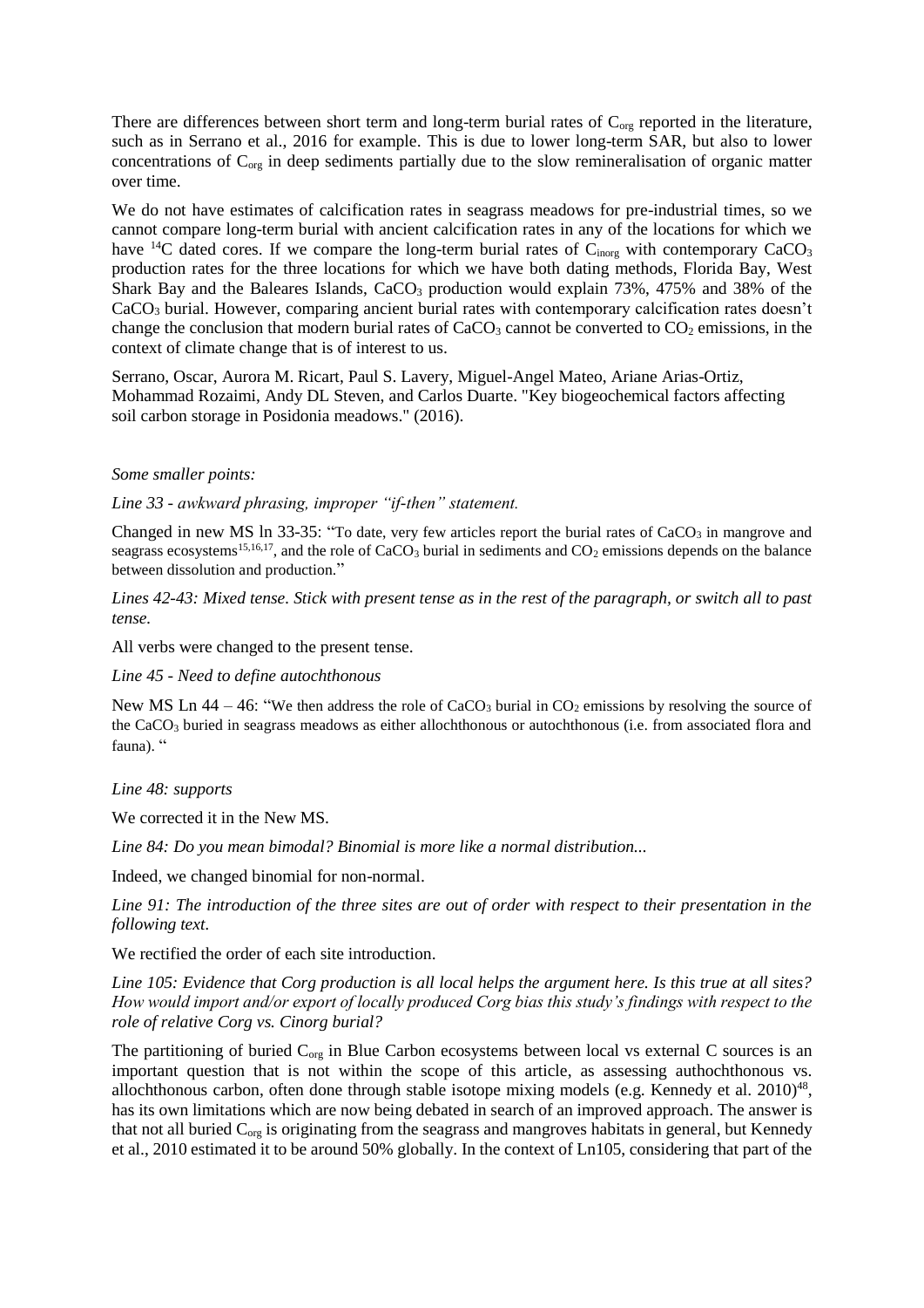There are differences between short term and long-term burial rates of $C_{org}$ reported in the literature, such as in Serrano et al., 2016 for example. This is due to lower long-term SAR, but also to lower concentrations of $C_{org}$ in deep sediments partially due to the slow remineralisation of organic matter over time.

We do not have estimates of calcification rates in seagrass meadows for pre-industrial times, so we cannot compare long-term burial with ancient calcification rates in any of the locations for which we have $^{14}C$ dated cores. If we compare the long-term burial rates of $C_{inorg}$ with contemporary $CaCO_3$ production rates for the three locations for which we have both dating methods, Florida Bay, West Shark Bay and the Baleares Islands, $CaCO_3$ production would explain 73%, 475% and 38% of the $CaCO_3$ burial. However, comparing ancient burial rates with contemporary calcification rates doesn't change the conclusion that modern burial rates of $CaCO_3$ cannot be converted to $CO_2$ emissions, in the context of climate change that is of interest to us.

Serrano, Oscar, Aurora M. Ricart, Paul S. Lavery, Miguel-Angel Mateo, Ariane Arias-Ortiz, Mohammad Rozaimi, Andy DL Steven, and Carlos Duarte. "Key biogeochemical factors affecting soil carbon storage in Posidonia meadows." (2016).

*Some smaller points:*

*Line 33 - awkward phrasing, improper "if-then" statement.*

Changed in new MS ln 33-35: "To date, very few articles report the burial rates of $CaCO_3$ in mangrove and seagrass ecosystems[15,16,17], and the role of $CaCO_3$ burial in sediments and $CO_2$ emissions depends on the balance between dissolution and production."

*Lines 42-43: Mixed tense. Stick with present tense as in the rest of the paragraph, or switch all to past tense.*

All verbs were changed to the present tense.

*Line 45 - Need to define autochthonous*

New MS Ln 44 – 46: "We then address the role of $CaCO_3$ burial in $CO_2$ emissions by resolving the source of the $CaCO_3$ buried in seagrass meadows as either allochthonous or autochthonous (i.e. from associated flora and fauna). "

*Line 48: supports*

We corrected it in the New MS.

*Line 84: Do you mean bimodal? Binomial is more like a normal distribution...*

Indeed, we changed binomial for non-normal.

*Line 91: The introduction of the three sites are out of order with respect to their presentation in the following text.*

We rectified the order of each site introduction.

*Line 105: Evidence that Corg production is all local helps the argument here. Is this true at all sites? How would import and/or export of locally produced Corg bias this study's findings with respect to the role of relative Corg vs. Cinorg burial?*

The partitioning of buried $C_{org}$ in Blue Carbon ecosystems between local vs external C sources is an important question that is not within the scope of this article, as assessing authochthonous vs. allochthonous carbon, often done through stable isotope mixing models (e.g. Kennedy et al. 2010)[48], has its own limitations which are now being debated in search of an improved approach. The answer is that not all buried $C_{org}$ is originating from the seagrass and mangroves habitats in general, but Kennedy et al., 2010 estimated it to be around 50% globally. In the context of Ln105, considering that part of the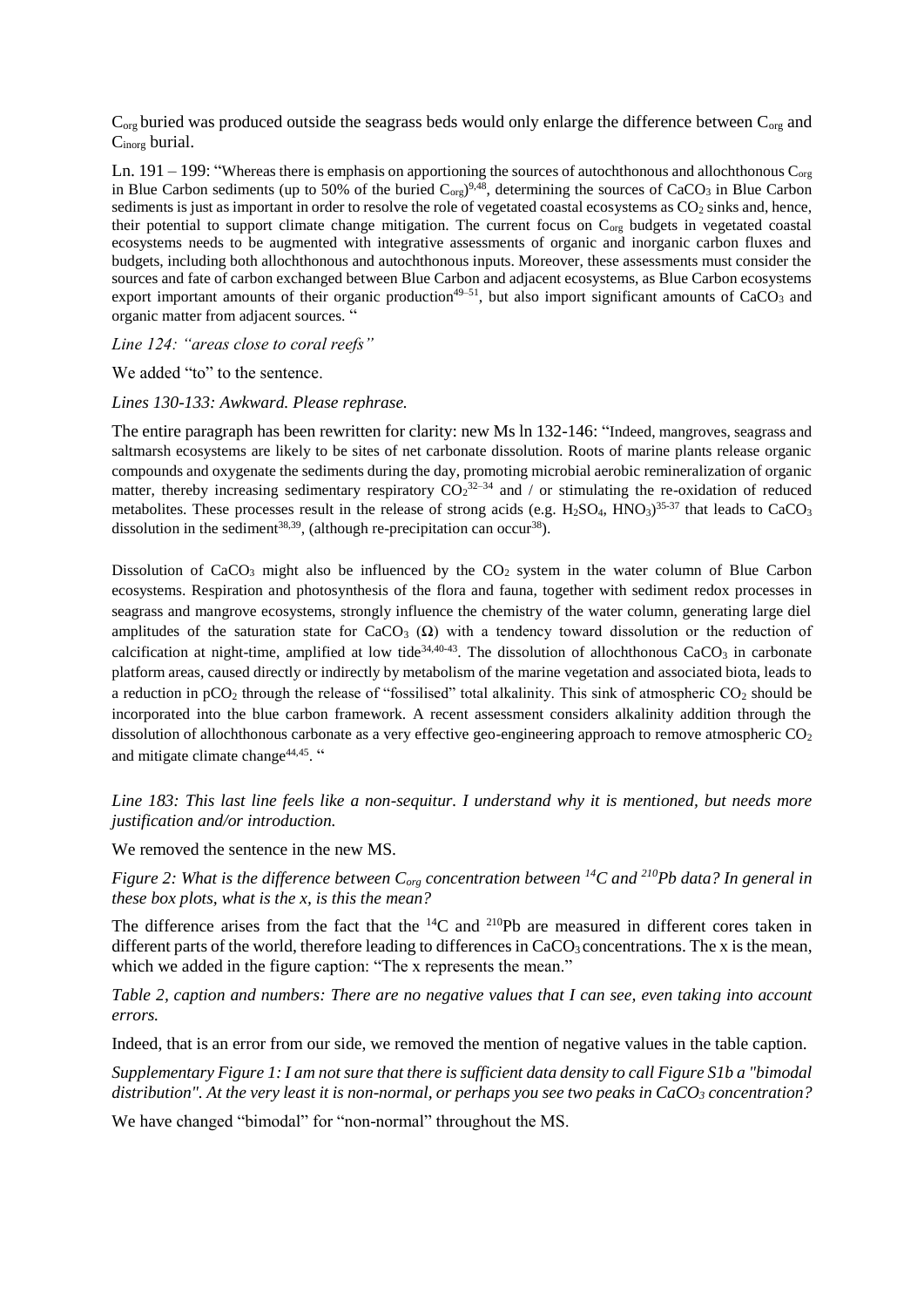$C_{org}$ buried was produced outside the seagrass beds would only enlarge the difference between $C_{org}$ and $C_{inorg}$ burial.

Ln. 191 – 199: "Whereas there is emphasis on apportioning the sources of autochthonous and allochthonous $C_{org}$ in Blue Carbon sediments (up to 50% of the buried $C_{org}$)[9,48], determining the sources of $CaCO_3$ in Blue Carbon sediments is just as important in order to resolve the role of vegetated coastal ecosystems as $CO_2$ sinks and, hence, their potential to support climate change mitigation. The current focus on $C_{org}$ budgets in vegetated coastal ecosystems needs to be augmented with integrative assessments of organic and inorganic carbon fluxes and budgets, including both allochthonous and autochthonous inputs. Moreover, these assessments must consider the sources and fate of carbon exchanged between Blue Carbon and adjacent ecosystems, as Blue Carbon ecosystems export important amounts of their organic production[49–51], but also import significant amounts of $CaCO_3$ and organic matter from adjacent sources. "

*Line 124: "areas close to coral reefs"*

We added "to" to the sentence.

*Lines 130-133: Awkward. Please rephrase.*

The entire paragraph has been rewritten for clarity: new Ms ln 132-146: "Indeed, mangroves, seagrass and saltmarsh ecosystems are likely to be sites of net carbonate dissolution. Roots of marine plants release organic compounds and oxygenate the sediments during the day, promoting microbial aerobic remineralization of organic matter, thereby increasing sedimentary respiratory $CO_2$[32–34] and / or stimulating the re-oxidation of reduced metabolites. These processes result in the release of strong acids (e.g. $H_2SO_4$, $HNO_3$)[35-37] that leads to $CaCO_3$ dissolution in the sediment[38,39], (although re-precipitation can occur[38]).

Dissolution of $CaCO_3$ might also be influenced by the $CO_2$ system in the water column of Blue Carbon ecosystems. Respiration and photosynthesis of the flora and fauna, together with sediment redox processes in seagrass and mangrove ecosystems, strongly influence the chemistry of the water column, generating large diel amplitudes of the saturation state for $CaCO_3$ ($\Omega$) with a tendency toward dissolution or the reduction of calcification at night-time, amplified at low tide[34,40-43]. The dissolution of allochthonous $CaCO_3$ in carbonate platform areas, caused directly or indirectly by metabolism of the marine vegetation and associated biota, leads to a reduction in $pCO_2$ through the release of "fossilised" total alkalinity. This sink of atmospheric $CO_2$ should be incorporated into the blue carbon framework. A recent assessment considers alkalinity addition through the dissolution of allochthonous carbonate as a very effective geo-engineering approach to remove atmospheric $CO_2$ and mitigate climate change[44,45]. "

*Line 183: This last line feels like a non-sequitur. I understand why it is mentioned, but needs more justification and/or introduction.*

We removed the sentence in the new MS.

*Figure 2: What is the difference between $C_{org}$ concentration between $^{14}C$ and $^{210}Pb$ data? In general in these box plots, what is the x, is this the mean?*

The difference arises from the fact that the $^{14}C$ and $^{210}Pb$ are measured in different cores taken in different parts of the world, therefore leading to differences in $CaCO_3$ concentrations. The x is the mean, which we added in the figure caption: "The x represents the mean."

*Table 2, caption and numbers: There are no negative values that I can see, even taking into account errors.*

Indeed, that is an error from our side, we removed the mention of negative values in the table caption.

*Supplementary Figure 1: I am not sure that there is sufficient data density to call Figure S1b a "bimodal distribution". At the very least it is non-normal, or perhaps you see two peaks in $CaCO_3$ concentration?*

We have changed "bimodal" for "non-normal" throughout the MS.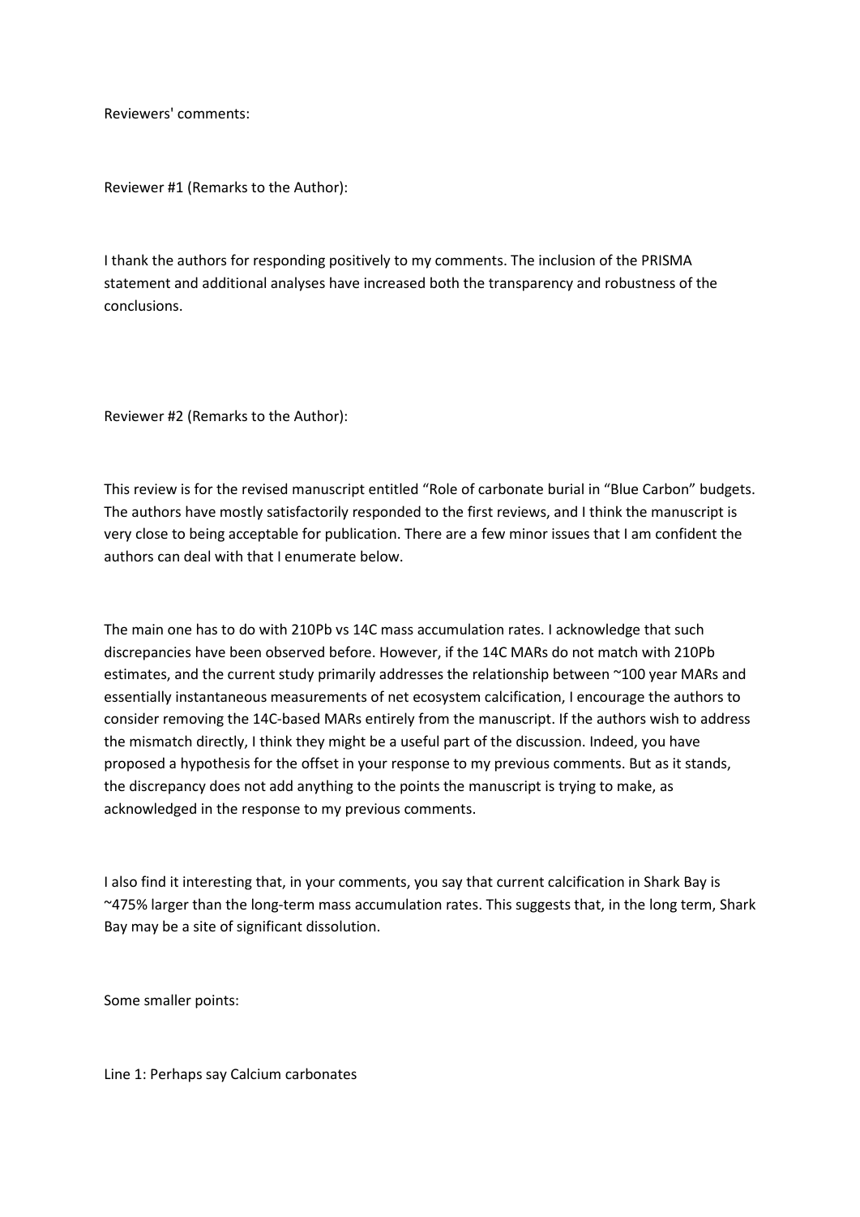Reviewers' comments:

Reviewer #1 (Remarks to the Author):

I thank the authors for responding positively to my comments. The inclusion of the PRISMA statement and additional analyses have increased both the transparency and robustness of the conclusions.

Reviewer #2 (Remarks to the Author):

This review is for the revised manuscript entitled "Role of carbonate burial in "Blue Carbon" budgets. The authors have mostly satisfactorily responded to the first reviews, and I think the manuscript is very close to being acceptable for publication. There are a few minor issues that I am confident the authors can deal with that I enumerate below.

The main one has to do with 210Pb vs 14C mass accumulation rates. I acknowledge that such discrepancies have been observed before. However, if the 14C MARs do not match with 210Pb estimates, and the current study primarily addresses the relationship between ~100 year MARs and essentially instantaneous measurements of net ecosystem calcification, I encourage the authors to consider removing the 14C-based MARs entirely from the manuscript. If the authors wish to address the mismatch directly, I think they might be a useful part of the discussion. Indeed, you have proposed a hypothesis for the offset in your response to my previous comments. But as it stands, the discrepancy does not add anything to the points the manuscript is trying to make, as acknowledged in the response to my previous comments.

I also find it interesting that, in your comments, you say that current calcification in Shark Bay is ~475% larger than the long-term mass accumulation rates. This suggests that, in the long term, Shark Bay may be a site of significant dissolution.

Some smaller points:

Line 1: Perhaps say Calcium carbonates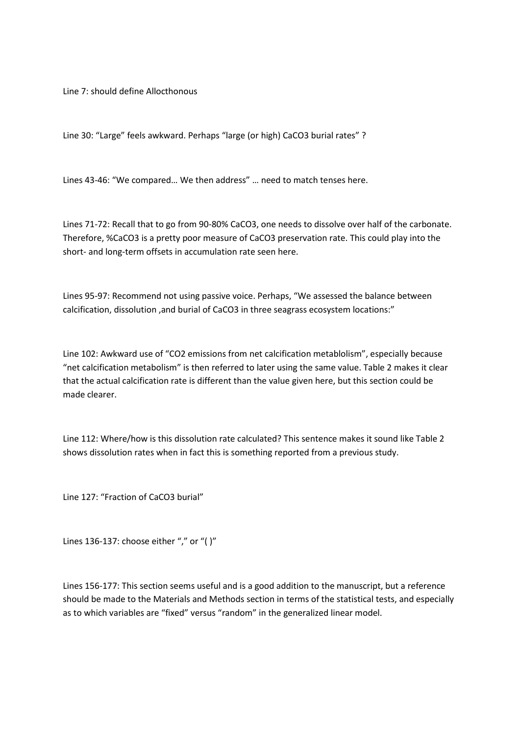Line 7: should define Allocthonous

Line 30: “Large” feels awkward. Perhaps “large (or high) $CaCO_3$ burial rates” ?

Lines 43-46: “We compared… We then address” … need to match tenses here.

Lines 71-72: Recall that to go from 90-80% $CaCO_3$, one needs to dissolve over half of the carbonate. Therefore, %$CaCO_3$ is a pretty poor measure of $CaCO_3$ preservation rate. This could play into the short- and long-term offsets in accumulation rate seen here.

Lines 95-97: Recommend not using passive voice. Perhaps, “We assessed the balance between calcification, dissolution ,and burial of $CaCO_3$ in three seagrass ecosystem locations:”

Line 102: Awkward use of “$CO_2$ emissions from net calcification metablolism”, especially because “net calcification metabolism” is then referred to later using the same value. Table 2 makes it clear that the actual calcification rate is different than the value given here, but this section could be made clearer.

Line 112: Where/how is this dissolution rate calculated? This sentence makes it sound like Table 2 shows dissolution rates when in fact this is something reported from a previous study.

Line 127: “Fraction of $CaCO_3$ burial”

Lines 136-137: choose either “,” or “( )”

Lines 156-177: This section seems useful and is a good addition to the manuscript, but a reference should be made to the Materials and Methods section in terms of the statistical tests, and especially as to which variables are “fixed” versus “random” in the generalized linear model.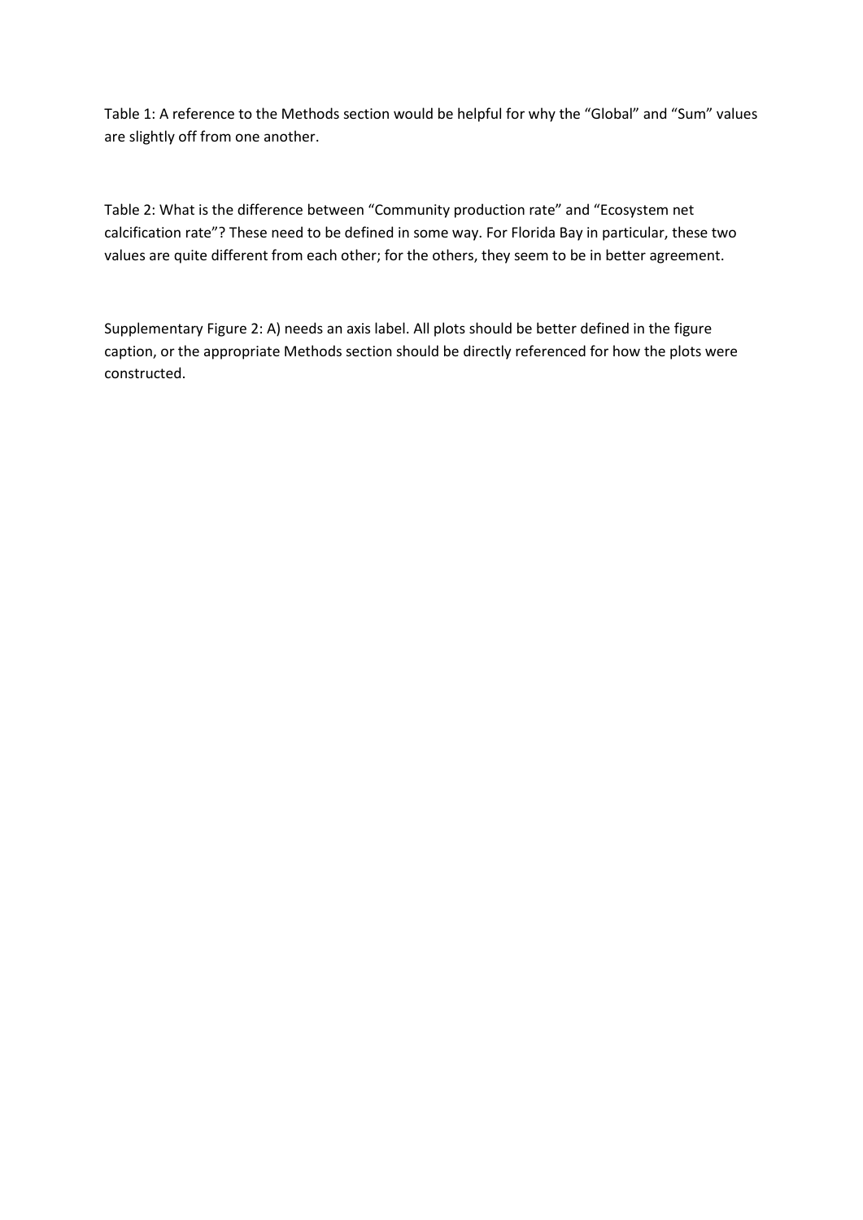Table 1: A reference to the Methods section would be helpful for why the "Global" and "Sum" values are slightly off from one another.

Table 2: What is the difference between "Community production rate" and "Ecosystem net calcification rate"? These need to be defined in some way. For Florida Bay in particular, these two values are quite different from each other; for the others, they seem to be in better agreement.

Supplementary Figure 2: A) needs an axis label. All plots should be better defined in the figure caption, or the appropriate Methods section should be directly referenced for how the plots were constructed.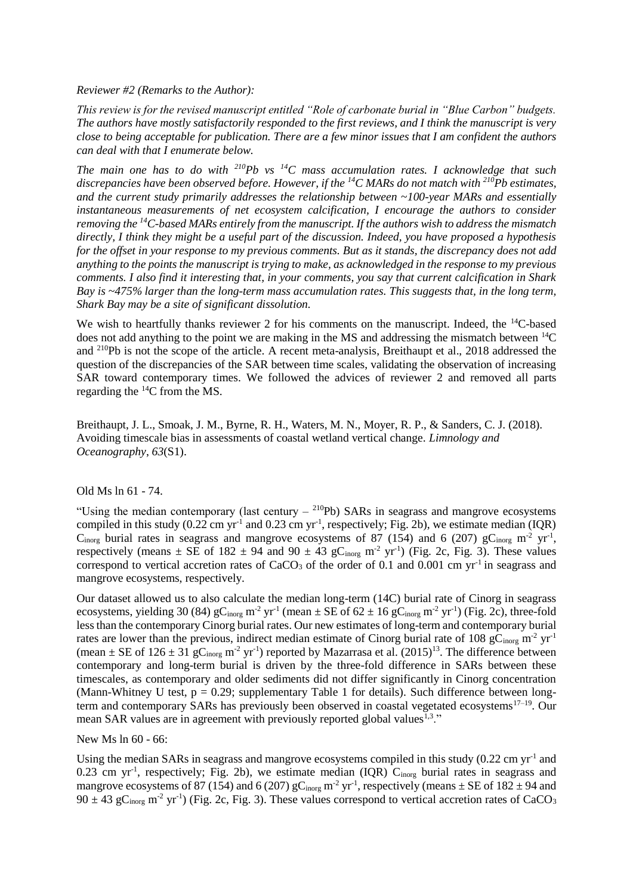*Reviewer #2 (Remarks to the Author):*

*This review is for the revised manuscript entitled "Role of carbonate burial in "Blue Carbon" budgets. The authors have mostly satisfactorily responded to the first reviews, and I think the manuscript is very close to being acceptable for publication. There are a few minor issues that I am confident the authors can deal with that I enumerate below.*

*The main one has to do with $^{210}Pb$ vs $^{14}C$ mass accumulation rates. I acknowledge that such discrepancies have been observed before. However, if the $^{14}C$ MARs do not match with $^{210}Pb$ estimates, and the current study primarily addresses the relationship between ~100-year MARs and essentially instantaneous measurements of net ecosystem calcification, I encourage the authors to consider removing the $^{14}C$-based MARs entirely from the manuscript. If the authors wish to address the mismatch directly, I think they might be a useful part of the discussion. Indeed, you have proposed a hypothesis for the offset in your response to my previous comments. But as it stands, the discrepancy does not add anything to the points the manuscript is trying to make, as acknowledged in the response to my previous comments. I also find it interesting that, in your comments, you say that current calcification in Shark Bay is ~475% larger than the long-term mass accumulation rates. This suggests that, in the long term, Shark Bay may be a site of significant dissolution.*

We wish to heartfully thanks reviewer 2 for his comments on the manuscript. Indeed, the $^{14}C$-based does not add anything to the point we are making in the MS and addressing the mismatch between $^{14}C$ and $^{210}Pb$ is not the scope of the article. A recent meta-analysis, Breithaupt et al., 2018 addressed the question of the discrepancies of the SAR between time scales, validating the observation of increasing SAR toward contemporary times. We followed the advices of reviewer 2 and removed all parts regarding the $^{14}C$ from the MS.

Breithaupt, J. L., Smoak, J. M., Byrne, R. H., Waters, M. N., Moyer, R. P., & Sanders, C. J. (2018). Avoiding timescale bias in assessments of coastal wetland vertical change. *Limnology and Oceanography*, *63*(S1).

Old Ms ln 61 - 74.

"Using the median contemporary (last century – $^{210}Pb$) SARs in seagrass and mangrove ecosystems compiled in this study (0.22 cm $yr^{-1}$ and 0.23 cm $yr^{-1}$, respectively; Fig. 2b), we estimate median (IQR) $C_{inorg}$ burial rates in seagrass and mangrove ecosystems of 87 (154) and 6 (207) $gC_{inorg}$ $m^{-2}$ $yr^{-1}$, respectively (means ± SE of 182 ± 94 and 90 ± 43 $gC_{inorg}$ $m^{-2}$ $yr^{-1}$) (Fig. 2c, Fig. 3). These values correspond to vertical accretion rates of $CaCO_3$ of the order of 0.1 and 0.001 cm $yr^{-1}$ in seagrass and mangrove ecosystems, respectively.

Our dataset allowed us to also calculate the median long-term (14C) burial rate of Cinorg in seagrass ecosystems, yielding 30 (84) $gC_{inorg}$ $m^{-2}$ $yr^{-1}$ (mean ± SE of 62 ± 16 $gC_{inorg}$ $m^{-2}$ $yr^{-1}$) (Fig. 2c), three-fold less than the contemporary Cinorg burial rates. Our new estimates of long-term and contemporary burial rates are lower than the previous, indirect median estimate of Cinorg burial rate of 108 $gC_{inorg}$ $m^{-2}$ $yr^{-1}$ (mean ± SE of 126 ± 31 $gC_{inorg}$ $m^{-2}$ $yr^{-1}$) reported by Mazarrasa et al. (2015)[13]. The difference between contemporary and long-term burial is driven by the three-fold difference in SARs between these timescales, as contemporary and older sediments did not differ significantly in Cinorg concentration (Mann-Whitney U test, $p = 0.29$; supplementary Table 1 for details). Such difference between long-term and contemporary SARs has previously been observed in coastal vegetated ecosystems[17–19]. Our mean SAR values are in agreement with previously reported global values[1,3]."

New Ms ln 60 - 66:

Using the median SARs in seagrass and mangrove ecosystems compiled in this study (0.22 cm $yr^{-1}$ and 0.23 cm $yr^{-1}$, respectively; Fig. 2b), we estimate median (IQR) $C_{inorg}$ burial rates in seagrass and mangrove ecosystems of 87 (154) and 6 (207) $gC_{inorg}$ $m^{-2}$ $yr^{-1}$, respectively (means ± SE of 182 ± 94 and 90 ± 43 $gC_{inorg}$ $m^{-2}$ $yr^{-1}$) (Fig. 2c, Fig. 3). These values correspond to vertical accretion rates of $CaCO_3$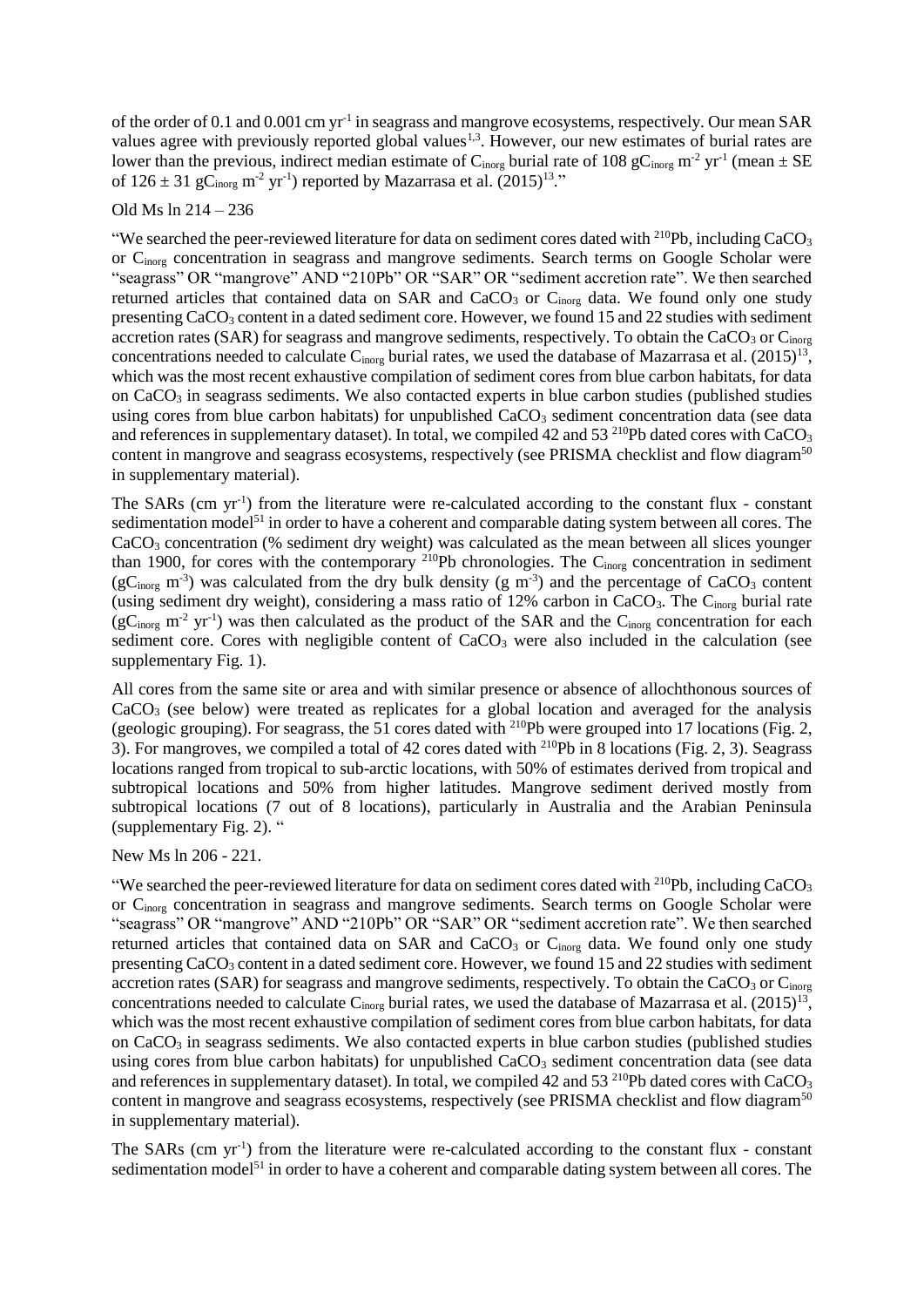of the order of 0.1 and 0.001 cm $yr^{-1}$ in seagrass and mangrove ecosystems, respectively. Our mean SAR values agree with previously reported global values[1,3]. However, our new estimates of burial rates are lower than the previous, indirect median estimate of $C_{inorg}$ burial rate of 108 $gC_{inorg}$ $m^{-2}$ $yr^{-1}$ (mean ± SE of 126 ± 31 $gC_{inorg}$ $m^{-2}$ $yr^{-1}$) reported by Mazarrasa et al. (2015)[13]."

Old Ms ln 214 – 236

"We searched the peer-reviewed literature for data on sediment cores dated with $^{210}Pb$, including $CaCO_3$ or $C_{inorg}$ concentration in seagrass and mangrove sediments. Search terms on Google Scholar were "seagrass" OR "mangrove" AND "210Pb" OR "SAR" OR "sediment accretion rate". We then searched returned articles that contained data on SAR and $CaCO_3$ or $C_{inorg}$ data. We found only one study presenting $CaCO_3$ content in a dated sediment core. However, we found 15 and 22 studies with sediment accretion rates (SAR) for seagrass and mangrove sediments, respectively. To obtain the $CaCO_3$ or $C_{inorg}$ concentrations needed to calculate $C_{inorg}$ burial rates, we used the database of Mazarrasa et al. (2015)[13], which was the most recent exhaustive compilation of sediment cores from blue carbon habitats, for data on $CaCO_3$ in seagrass sediments. We also contacted experts in blue carbon studies (published studies using cores from blue carbon habitats) for unpublished $CaCO_3$ sediment concentration data (see data and references in supplementary dataset). In total, we compiled 42 and 53 $^{210}Pb$ dated cores with $CaCO_3$ content in mangrove and seagrass ecosystems, respectively (see PRISMA checklist and flow diagram[50] in supplementary material).

The SARs (cm $yr^{-1}$) from the literature were re-calculated according to the constant flux - constant sedimentation model[51] in order to have a coherent and comparable dating system between all cores. The $CaCO_3$ concentration (% sediment dry weight) was calculated as the mean between all slices younger than 1900, for cores with the contemporary $^{210}Pb$ chronologies. The $C_{inorg}$ concentration in sediment ($gC_{inorg}$ $m^{-3}$) was calculated from the dry bulk density (g $m^{-3}$) and the percentage of $CaCO_3$ content (using sediment dry weight), considering a mass ratio of 12% carbon in $CaCO_3$. The $C_{inorg}$ burial rate ($gC_{inorg}$ $m^{-2}$ $yr^{-1}$) was then calculated as the product of the SAR and the $C_{inorg}$ concentration for each sediment core. Cores with negligible content of $CaCO_3$ were also included in the calculation (see supplementary Fig. 1).

All cores from the same site or area and with similar presence or absence of allochthonous sources of $CaCO_3$ (see below) were treated as replicates for a global location and averaged for the analysis (geologic grouping). For seagrass, the 51 cores dated with $^{210}Pb$ were grouped into 17 locations (Fig. 2, 3). For mangroves, we compiled a total of 42 cores dated with $^{210}Pb$ in 8 locations (Fig. 2, 3). Seagrass locations ranged from tropical to sub-arctic locations, with 50% of estimates derived from tropical and subtropical locations and 50% from higher latitudes. Mangrove sediment derived mostly from subtropical locations (7 out of 8 locations), particularly in Australia and the Arabian Peninsula (supplementary Fig. 2). "

New Ms ln 206 - 221.

"We searched the peer-reviewed literature for data on sediment cores dated with $^{210}Pb$, including $CaCO_3$ or $C_{inorg}$ concentration in seagrass and mangrove sediments. Search terms on Google Scholar were "seagrass" OR "mangrove" AND "210Pb" OR "SAR" OR "sediment accretion rate". We then searched returned articles that contained data on SAR and $CaCO_3$ or $C_{inorg}$ data. We found only one study presenting $CaCO_3$ content in a dated sediment core. However, we found 15 and 22 studies with sediment accretion rates (SAR) for seagrass and mangrove sediments, respectively. To obtain the $CaCO_3$ or $C_{inorg}$ concentrations needed to calculate $C_{inorg}$ burial rates, we used the database of Mazarrasa et al. (2015)[13], which was the most recent exhaustive compilation of sediment cores from blue carbon habitats, for data on $CaCO_3$ in seagrass sediments. We also contacted experts in blue carbon studies (published studies using cores from blue carbon habitats) for unpublished $CaCO_3$ sediment concentration data (see data and references in supplementary dataset). In total, we compiled 42 and 53 $^{210}Pb$ dated cores with $CaCO_3$ content in mangrove and seagrass ecosystems, respectively (see PRISMA checklist and flow diagram[50] in supplementary material).

The SARs (cm $yr^{-1}$) from the literature were re-calculated according to the constant flux - constant sedimentation model[51] in order to have a coherent and comparable dating system between all cores. The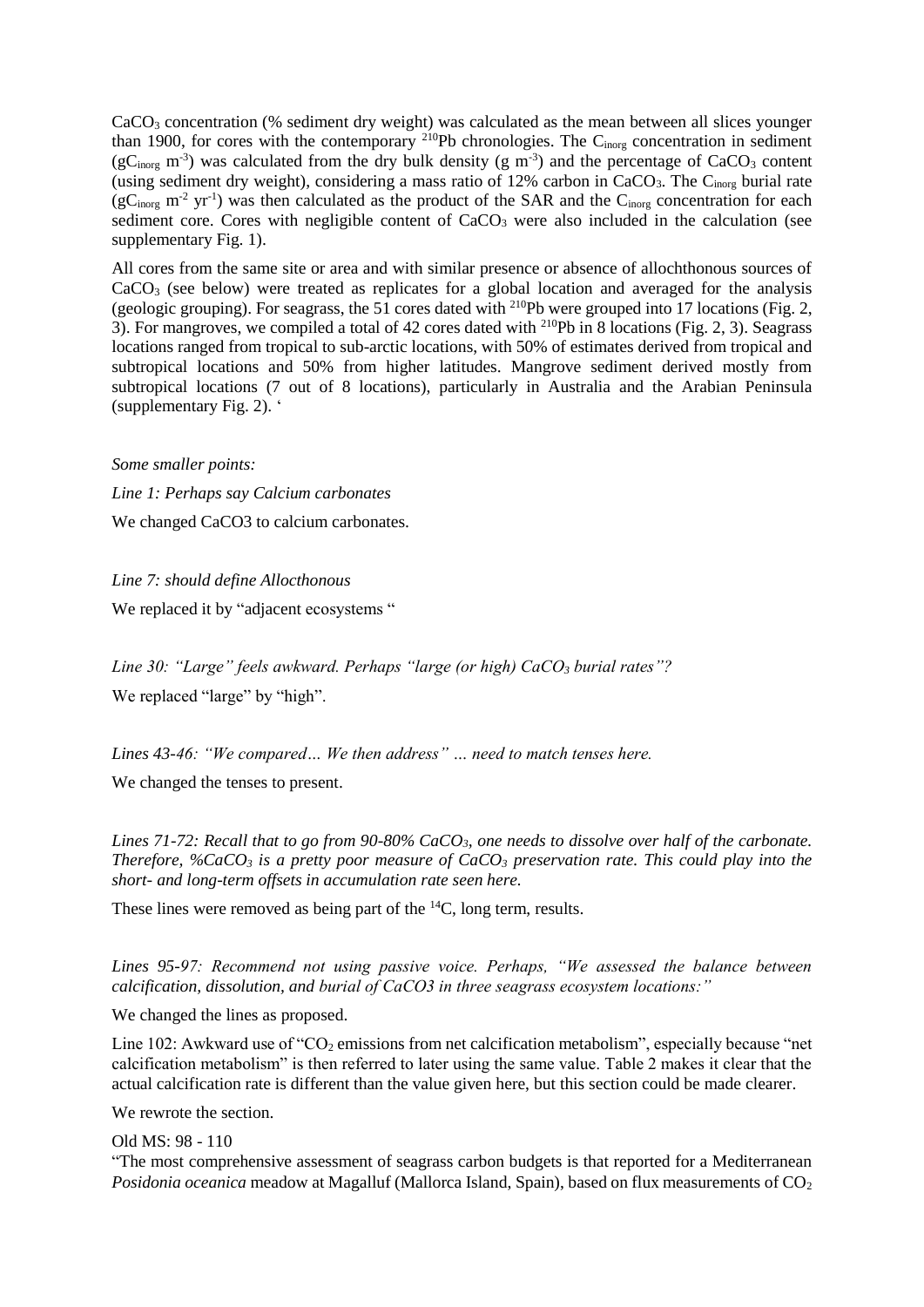$CaCO_3$ concentration (% sediment dry weight) was calculated as the mean between all slices younger than 1900, for cores with the contemporary $^{210}Pb$ chronologies. The $C_{inorg}$ concentration in sediment ($gC_{inorg}\ m^{-3}$) was calculated from the dry bulk density ($g\ m^{-3}$) and the percentage of $CaCO_3$ content (using sediment dry weight), considering a mass ratio of 12% carbon in $CaCO_3$. The $C_{inorg}$ burial rate ($gC_{inorg}\ m^{-2}\ yr^{-1}$) was then calculated as the product of the SAR and the $C_{inorg}$ concentration for each sediment core. Cores with negligible content of $CaCO_3$ were also included in the calculation (see supplementary Fig. 1).

All cores from the same site or area and with similar presence or absence of allochthonous sources of $CaCO_3$ (see below) were treated as replicates for a global location and averaged for the analysis (geologic grouping). For seagrass, the 51 cores dated with $^{210}Pb$ were grouped into 17 locations (Fig. 2, 3). For mangroves, we compiled a total of 42 cores dated with $^{210}Pb$ in 8 locations (Fig. 2, 3). Seagrass locations ranged from tropical to sub-arctic locations, with 50% of estimates derived from tropical and subtropical locations and 50% from higher latitudes. Mangrove sediment derived mostly from subtropical locations (7 out of 8 locations), particularly in Australia and the Arabian Peninsula (supplementary Fig. 2). '

*Some smaller points:*

*Line 1: Perhaps say Calcium carbonates*

We changed CaCO3 to calcium carbonates.

*Line 7: should define Allocthonous*

We replaced it by "adjacent ecosystems "

*Line 30: "Large" feels awkward. Perhaps "large (or high) $CaCO_3$ burial rates"?*

We replaced "large" by "high".

*Lines 43-46: "We compared… We then address" … need to match tenses here.*

We changed the tenses to present.

*Lines 71-72: Recall that to go from 90-80% $CaCO_3$, one needs to dissolve over half of the carbonate. Therefore, %$CaCO_3$ is a pretty poor measure of $CaCO_3$ preservation rate. This could play into the short- and long-term offsets in accumulation rate seen here.*

These lines were removed as being part of the $^{14}C$, long term, results.

*Lines 95-97: Recommend not using passive voice. Perhaps, "We assessed the balance between calcification, dissolution, and burial of CaCO3 in three seagrass ecosystem locations:"*

We changed the lines as proposed.

Line 102: Awkward use of "$CO_2$ emissions from net calcification metabolism", especially because "net calcification metabolism" is then referred to later using the same value. Table 2 makes it clear that the actual calcification rate is different than the value given here, but this section could be made clearer.

We rewrote the section.

Old MS: 98 - 110

"The most comprehensive assessment of seagrass carbon budgets is that reported for a Mediterranean *Posidonia oceanica* meadow at Magalluf (Mallorca Island, Spain), based on flux measurements of $CO_2$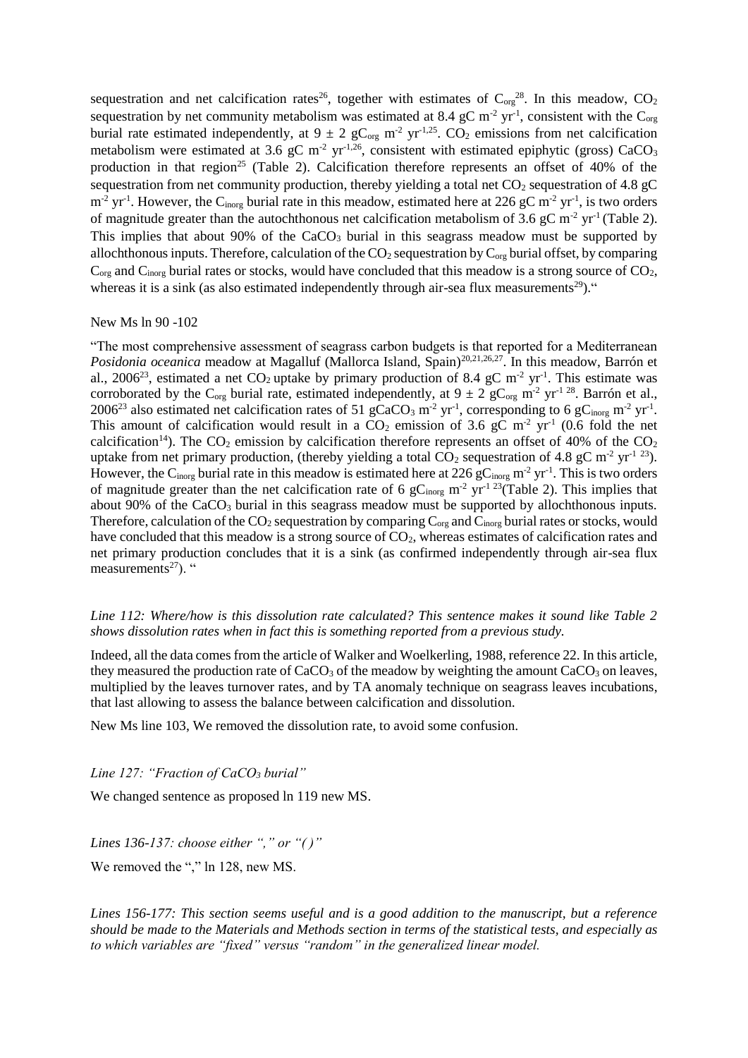sequestration and net calcification rates[26], together with estimates of $C_{org}$[28]. In this meadow, $CO_2$ sequestration by net community metabolism was estimated at 8.4 gC $m^{-2}$ $yr^{-1}$, consistent with the $C_{org}$ burial rate estimated independently, at 9 ± 2 $gC_{org}$ $m^{-2}$ $yr^{-1}$[,25]. $CO_2$ emissions from net calcification metabolism were estimated at 3.6 gC $m^{-2}$ $yr^{-1}$[,26], consistent with estimated epiphytic (gross) $CaCO_3$ production in that region[25] (Table 2). Calcification therefore represents an offset of 40% of the sequestration from net community production, thereby yielding a total net $CO_2$ sequestration of 4.8 gC $m^{-2}$ $yr^{-1}$. However, the $C_{inorg}$ burial rate in this meadow, estimated here at 226 gC $m^{-2}$ $yr^{-1}$, is two orders of magnitude greater than the autochthonous net calcification metabolism of 3.6 gC $m^{-2}$ $yr^{-1}$ (Table 2). This implies that about 90% of the $CaCO_3$ burial in this seagrass meadow must be supported by allochthonous inputs. Therefore, calculation of the $CO_2$ sequestration by $C_{org}$ burial offset, by comparing $C_{org}$ and $C_{inorg}$ burial rates or stocks, would have concluded that this meadow is a strong source of $CO_2$, whereas it is a sink (as also estimated independently through air-sea flux measurements[29])."

New Ms ln 90 -102

"The most comprehensive assessment of seagrass carbon budgets is that reported for a Mediterranean *Posidonia oceanica* meadow at Magalluf (Mallorca Island, Spain)[20,21,26,27]. In this meadow, Barrón et al., 2006[23], estimated a net $CO_2$ uptake by primary production of 8.4 gC $m^{-2}$ $yr^{-1}$. This estimate was corroborated by the $C_{org}$ burial rate, estimated independently, at 9 ± 2 $gC_{org}$ $m^{-2}$ $yr^{-1}$ [28]. Barrón et al., 2006[23] also estimated net calcification rates of 51 $gCaCO_3$ $m^{-2}$ $yr^{-1}$, corresponding to 6 $gC_{inorg}$ $m^{-2}$ $yr^{-1}$. This amount of calcification would result in a $CO_2$ emission of 3.6 gC $m^{-2}$ $yr^{-1}$ (0.6 fold the net calcification[14]). The $CO_2$ emission by calcification therefore represents an offset of 40% of the $CO_2$ uptake from net primary production, (thereby yielding a total $CO_2$ sequestration of 4.8 gC $m^{-2}$ $yr^{-1}$ [23]). However, the $C_{inorg}$ burial rate in this meadow is estimated here at 226 $gC_{inorg}$ $m^{-2}$ $yr^{-1}$. This is two orders of magnitude greater than the net calcification rate of 6 $gC_{inorg}$ $m^{-2}$ $yr^{-1}$ [23](Table 2). This implies that about 90% of the $CaCO_3$ burial in this seagrass meadow must be supported by allochthonous inputs. Therefore, calculation of the $CO_2$ sequestration by comparing $C_{org}$ and $C_{inorg}$ burial rates or stocks, would have concluded that this meadow is a strong source of $CO_2$, whereas estimates of calcification rates and net primary production concludes that it is a sink (as confirmed independently through air-sea flux measurements[27]). "

*Line 112: Where/how is this dissolution rate calculated? This sentence makes it sound like Table 2 shows dissolution rates when in fact this is something reported from a previous study.*

Indeed, all the data comes from the article of Walker and Woelkerling, 1988, reference 22. In this article, they measured the production rate of $CaCO_3$ of the meadow by weighting the amount $CaCO_3$ on leaves, multiplied by the leaves turnover rates, and by TA anomaly technique on seagrass leaves incubations, that last allowing to assess the balance between calcification and dissolution.

New Ms line 103, We removed the dissolution rate, to avoid some confusion.

*Line 127: "Fraction of $CaCO_3$ burial"*

We changed sentence as proposed ln 119 new MS.

*Lines 136-137: choose either "," or "( )"*

We removed the "," ln 128, new MS.

*Lines 156-177: This section seems useful and is a good addition to the manuscript, but a reference should be made to the Materials and Methods section in terms of the statistical tests, and especially as to which variables are "fixed" versus "random" in the generalized linear model.*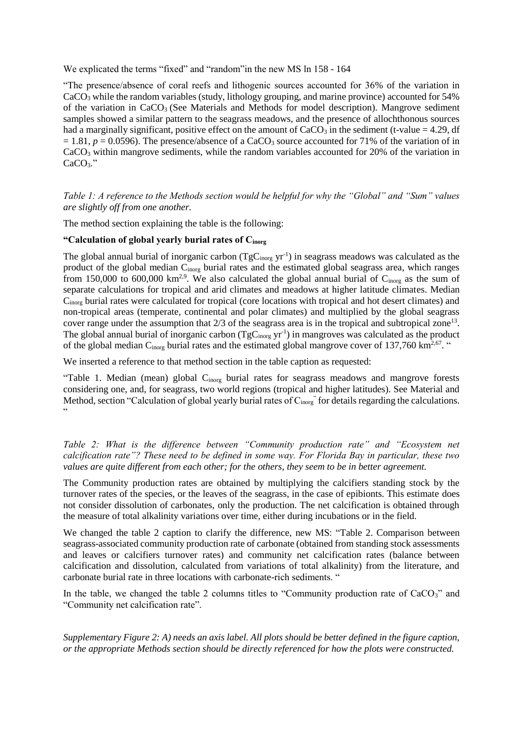We explicated the terms "fixed" and "random"in the new MS ln 158 - 164

"The presence/absence of coral reefs and lithogenic sources accounted for 36% of the variation in $CaCO_3$ while the random variables (study, lithology grouping, and marine province) accounted for 54% of the variation in $CaCO_3$ (See Materials and Methods for model description). Mangrove sediment samples showed a similar pattern to the seagrass meadows, and the presence of allochthonous sources had a marginally significant, positive effect on the amount of $CaCO_3$ in the sediment (t-value = 4.29, df = 1.81, $p = 0.0596$). The presence/absence of a $CaCO_3$ source accounted for 71% of the variation of in $CaCO_3$ within mangrove sediments, while the random variables accounted for 20% of the variation in $CaCO_3$."

*Table 1: A reference to the Methods section would be helpful for why the "Global" and "Sum" values are slightly off from one another.*

The method section explaining the table is the following:

**"Calculation of global yearly burial rates of $C_{inorg}$**

The global annual burial of inorganic carbon ($TgC_{inorg}$ $yr^{-1}$) in seagrass meadows was calculated as the product of the global median $C_{inorg}$ burial rates and the estimated global seagrass area, which ranges from 150,000 to 600,000 $km^2$[2,9]. We also calculated the global annual burial of $C_{inorg}$ as the sum of separate calculations for tropical and arid climates and meadows at higher latitude climates. Median $C_{inorg}$ burial rates were calculated for tropical (core locations with tropical and hot desert climates) and non-tropical areas (temperate, continental and polar climates) and multiplied by the global seagrass cover range under the assumption that 2/3 of the seagrass area is in the tropical and subtropical zone[13]. The global annual burial of inorganic carbon ($TgC_{inorg}$ $yr^{-1}$) in mangroves was calculated as the product of the global median $C_{inorg}$ burial rates and the estimated global mangrove cover of 137,760 $km^2$[2,67]. "

We inserted a reference to that method section in the table caption as requested:

"Table 1. Median (mean) global $C_{inorg}$ burial rates for seagrass meadows and mangrove forests considering one, and, for seagrass, two world regions (tropical and higher latitudes). See Material and Method, section "Calculation of global yearly burial rates of $C_{inorg}$" for details regarding the calculations. "

*Table 2: What is the difference between "Community production rate" and "Ecosystem net calcification rate"? These need to be defined in some way. For Florida Bay in particular, these two values are quite different from each other; for the others, they seem to be in better agreement.*

The Community production rates are obtained by multiplying the calcifiers standing stock by the turnover rates of the species, or the leaves of the seagrass, in the case of epibionts. This estimate does not consider dissolution of carbonates, only the production. The net calcification is obtained through the measure of total alkalinity variations over time, either during incubations or in the field.

We changed the table 2 caption to clarify the difference, new MS: "Table 2. Comparison between seagrass-associated community production rate of carbonate (obtained from standing stock assessments and leaves or calcifiers turnover rates) and community net calcification rates (balance between calcification and dissolution, calculated from variations of total alkalinity) from the literature, and carbonate burial rate in three locations with carbonate-rich sediments. "

In the table, we changed the table 2 columns titles to "Community production rate of $CaCO_3$" and "Community net calcification rate".

*Supplementary Figure 2: A) needs an axis label. All plots should be better defined in the figure caption, or the appropriate Methods section should be directly referenced for how the plots were constructed.*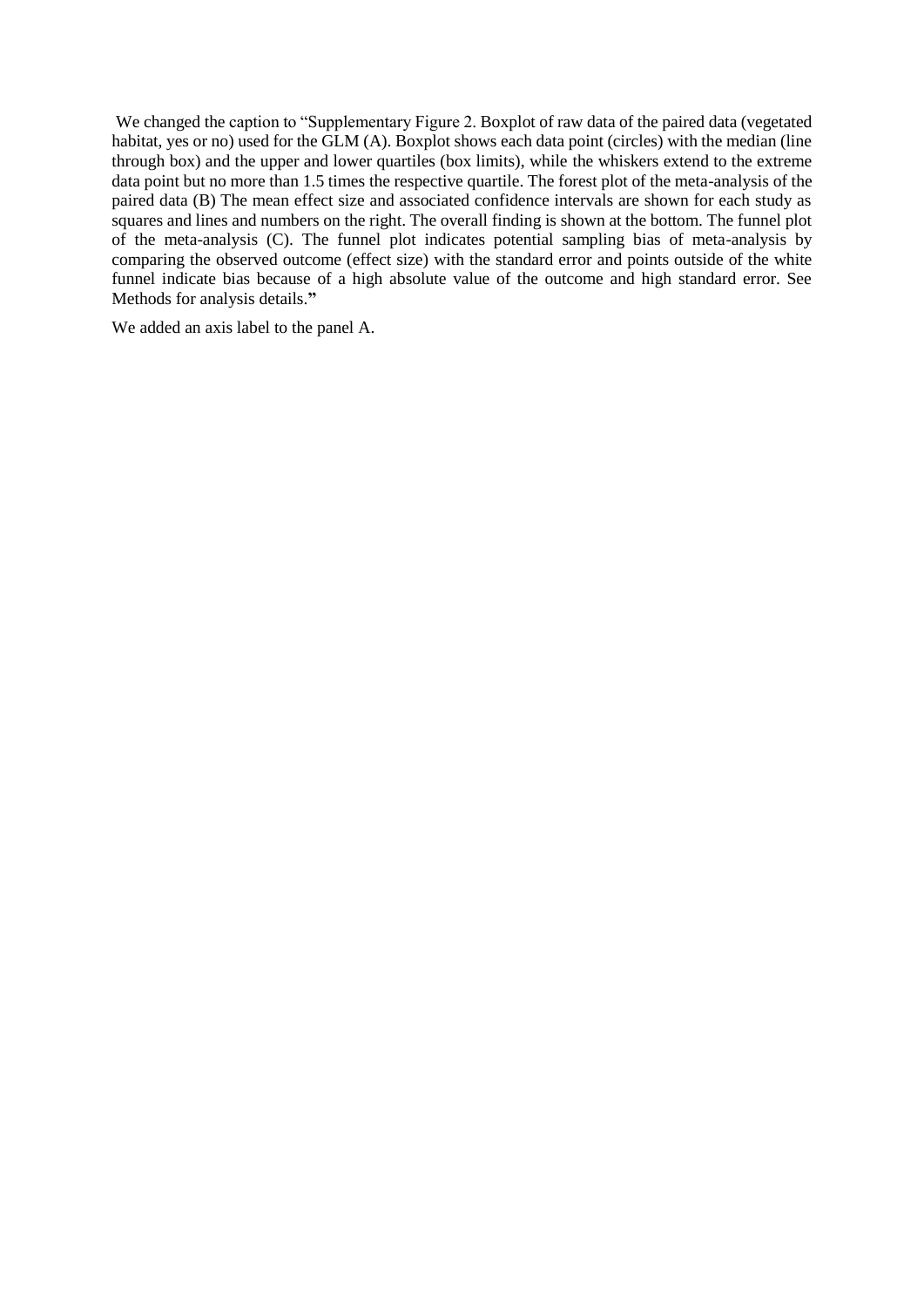We changed the caption to "Supplementary Figure 2. Boxplot of raw data of the paired data (vegetated habitat, yes or no) used for the GLM (A). Boxplot shows each data point (circles) with the median (line through box) and the upper and lower quartiles (box limits), while the whiskers extend to the extreme data point but no more than 1.5 times the respective quartile. The forest plot of the meta-analysis of the paired data (B) The mean effect size and associated confidence intervals are shown for each study as squares and lines and numbers on the right. The overall finding is shown at the bottom. The funnel plot of the meta-analysis (C). The funnel plot indicates potential sampling bias of meta-analysis by comparing the observed outcome (effect size) with the standard error and points outside of the white funnel indicate bias because of a high absolute value of the outcome and high standard error. See Methods for analysis details.**"**

We added an axis label to the panel A.